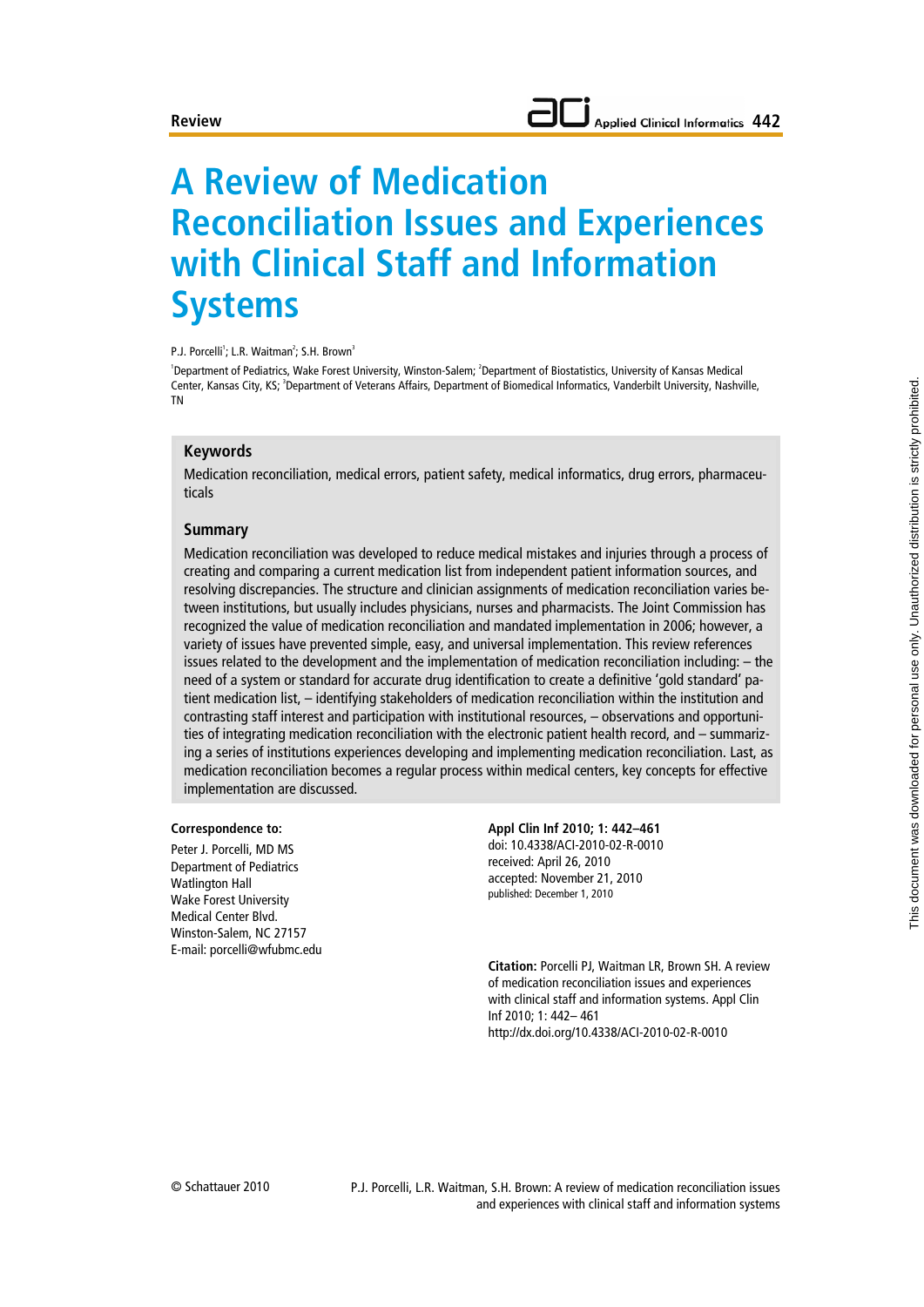Review

# A Review of Medication Reconciliation Issues and Experiences with Clinical Staff and Information Systems

P.J. Porcelli[1]; L.R. Waitman[2]; S.H. Brown[3]

[1]Department of Pediatrics, Wake Forest University, Winston-Salem; [2]Department of Biostatistics, University of Kansas Medical Center, Kansas City, KS; [3]Department of Veterans Affairs, Department of Biomedical Informatics, Vanderbilt University, Nashville, TN

## Keywords

Medication reconciliation, medical errors, patient safety, medical informatics, drug errors, pharmaceuticals

## Summary

Medication reconciliation was developed to reduce medical mistakes and injuries through a process of creating and comparing a current medication list from independent patient information sources, and resolving discrepancies. The structure and clinician assignments of medication reconciliation varies between institutions, but usually includes physicians, nurses and pharmacists. The Joint Commission has recognized the value of medication reconciliation and mandated implementation in 2006; however, a variety of issues have prevented simple, easy, and universal implementation. This review references issues related to the development and the implementation of medication reconciliation including: – the need of a system or standard for accurate drug identification to create a definitive 'gold standard' patient medication list, – identifying stakeholders of medication reconciliation within the institution and contrasting staff interest and participation with institutional resources, – observations and opportunities of integrating medication reconciliation with the electronic patient health record, and – summarizing a series of institutions experiences developing and implementing medication reconciliation. Last, as medication reconciliation becomes a regular process within medical centers, key concepts for effective implementation are discussed.

**Correspondence to:**

Peter J. Porcelli, MD MS
Department of Pediatrics
Watlington Hall
Wake Forest University
Medical Center Blvd.
Winston-Salem, NC 27157
E-mail: porcelli@wfubmc.edu

**Appl Clin Inf 2010; 1: 442–461**
doi: 10.4338/ACI-2010-02-R-0010
received: April 26, 2010
accepted: November 21, 2010
published: December 1, 2010

**Citation:** Porcelli PJ, Waitman LR, Brown SH. A review of medication reconciliation issues and experiences with clinical staff and information systems. Appl Clin Inf 2010; 1: 442– 461
http://dx.doi.org/10.4338/ACI-2010-02-R-0010

© Schattauer 2010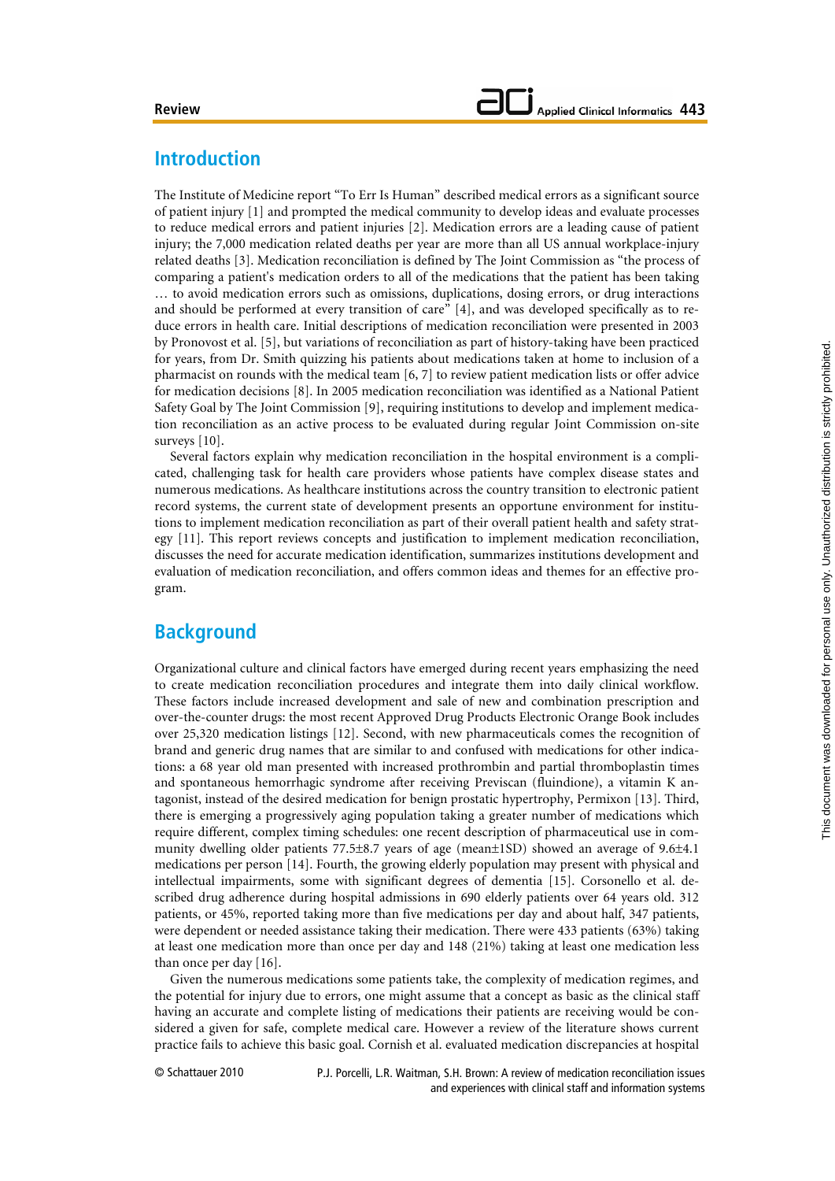## Introduction

The Institute of Medicine report "To Err Is Human" described medical errors as a significant source of patient injury [1] and prompted the medical community to develop ideas and evaluate processes to reduce medical errors and patient injuries [2]. Medication errors are a leading cause of patient injury; the 7,000 medication related deaths per year are more than all US annual workplace-injury related deaths [3]. Medication reconciliation is defined by The Joint Commission as "the process of comparing a patient's medication orders to all of the medications that the patient has been taking … to avoid medication errors such as omissions, duplications, dosing errors, or drug interactions and should be performed at every transition of care" [4], and was developed specifically as to reduce errors in health care. Initial descriptions of medication reconciliation were presented in 2003 by Pronovost et al. [5], but variations of reconciliation as part of history-taking have been practiced for years, from Dr. Smith quizzing his patients about medications taken at home to inclusion of a pharmacist on rounds with the medical team [6, 7] to review patient medication lists or offer advice for medication decisions [8]. In 2005 medication reconciliation was identified as a National Patient Safety Goal by The Joint Commission [9], requiring institutions to develop and implement medication reconciliation as an active process to be evaluated during regular Joint Commission on-site surveys [10].

Several factors explain why medication reconciliation in the hospital environment is a complicated, challenging task for health care providers whose patients have complex disease states and numerous medications. As healthcare institutions across the country transition to electronic patient record systems, the current state of development presents an opportune environment for institutions to implement medication reconciliation as part of their overall patient health and safety strategy [11]. This report reviews concepts and justification to implement medication reconciliation, discusses the need for accurate medication identification, summarizes institutions development and evaluation of medication reconciliation, and offers common ideas and themes for an effective program.

## Background

Organizational culture and clinical factors have emerged during recent years emphasizing the need to create medication reconciliation procedures and integrate them into daily clinical workflow. These factors include increased development and sale of new and combination prescription and over-the-counter drugs: the most recent Approved Drug Products Electronic Orange Book includes over 25,320 medication listings [12]. Second, with new pharmaceuticals comes the recognition of brand and generic drug names that are similar to and confused with medications for other indications: a 68 year old man presented with increased prothrombin and partial thromboplastin times and spontaneous hemorrhagic syndrome after receiving Previscan (fluindione), a vitamin K antagonist, instead of the desired medication for benign prostatic hypertrophy, Permixon [13]. Third, there is emerging a progressively aging population taking a greater number of medications which require different, complex timing schedules: one recent description of pharmaceutical use in community dwelling older patients 77.5±8.7 years of age (mean±1SD) showed an average of 9.6±4.1 medications per person [14]. Fourth, the growing elderly population may present with physical and intellectual impairments, some with significant degrees of dementia [15]. Corsonello et al. described drug adherence during hospital admissions in 690 elderly patients over 64 years old. 312 patients, or 45%, reported taking more than five medications per day and about half, 347 patients, were dependent or needed assistance taking their medication. There were 433 patients (63%) taking at least one medication more than once per day and 148 (21%) taking at least one medication less than once per day [16].

Given the numerous medications some patients take, the complexity of medication regimes, and the potential for injury due to errors, one might assume that a concept as basic as the clinical staff having an accurate and complete listing of medications their patients are receiving would be considered a given for safe, complete medical care. However a review of the literature shows current practice fails to achieve this basic goal. Cornish et al. evaluated medication discrepancies at hospital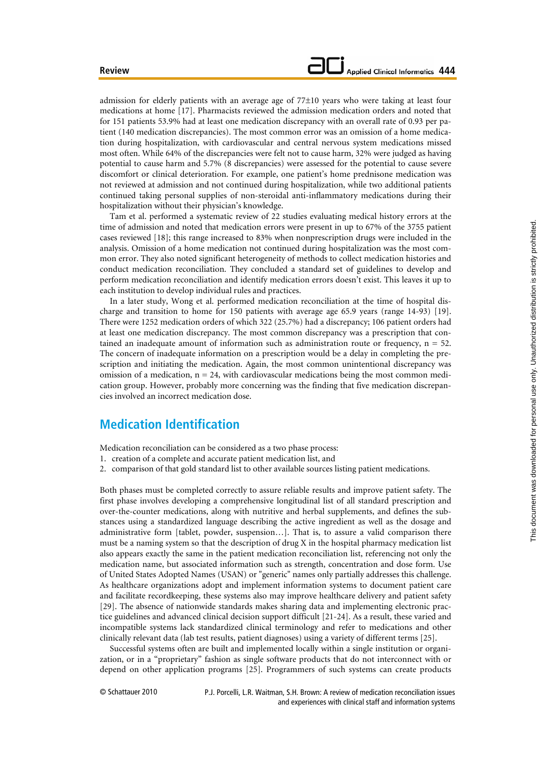admission for elderly patients with an average age of 77±10 years who were taking at least four medications at home [17]. Pharmacists reviewed the admission medication orders and noted that for 151 patients 53.9% had at least one medication discrepancy with an overall rate of 0.93 per patient (140 medication discrepancies). The most common error was an omission of a home medication during hospitalization, with cardiovascular and central nervous system medications missed most often. While 64% of the discrepancies were felt not to cause harm, 32% were judged as having potential to cause harm and 5.7% (8 discrepancies) were assessed for the potential to cause severe discomfort or clinical deterioration. For example, one patient's home prednisone medication was not reviewed at admission and not continued during hospitalization, while two additional patients continued taking personal supplies of non-steroidal anti-inflammatory medications during their hospitalization without their physician's knowledge.

Tam et al. performed a systematic review of 22 studies evaluating medical history errors at the time of admission and noted that medication errors were present in up to 67% of the 3755 patient cases reviewed [18]; this range increased to 83% when nonprescription drugs were included in the analysis. Omission of a home medication not continued during hospitalization was the most common error. They also noted significant heterogeneity of methods to collect medication histories and conduct medication reconciliation. They concluded a standard set of guidelines to develop and perform medication reconciliation and identify medication errors doesn't exist. This leaves it up to each institution to develop individual rules and practices.

In a later study, Wong et al. performed medication reconciliation at the time of hospital discharge and transition to home for 150 patients with average age 65.9 years (range 14-93) [19]. There were 1252 medication orders of which 322 (25.7%) had a discrepancy; 106 patient orders had at least one medication discrepancy. The most common discrepancy was a prescription that contained an inadequate amount of information such as administration route or frequency, n = 52. The concern of inadequate information on a prescription would be a delay in completing the prescription and initiating the medication. Again, the most common unintentional discrepancy was omission of a medication, n = 24, with cardiovascular medications being the most common medication group. However, probably more concerning was the finding that five medication discrepancies involved an incorrect medication dose.

## Medication Identification

Medication reconciliation can be considered as a two phase process:

1. creation of a complete and accurate patient medication list, and
2. comparison of that gold standard list to other available sources listing patient medications.

Both phases must be completed correctly to assure reliable results and improve patient safety. The first phase involves developing a comprehensive longitudinal list of all standard prescription and over-the-counter medications, along with nutritive and herbal supplements, and defines the substances using a standardized language describing the active ingredient as well as the dosage and administrative form [tablet, powder, suspension…]. That is, to assure a valid comparison there must be a naming system so that the description of drug X in the hospital pharmacy medication list also appears exactly the same in the patient medication reconciliation list, referencing not only the medication name, but associated information such as strength, concentration and dose form. Use of United States Adopted Names (USAN) or "generic" names only partially addresses this challenge. As healthcare organizations adopt and implement information systems to document patient care and facilitate recordkeeping, these systems also may improve healthcare delivery and patient safety [29]. The absence of nationwide standards makes sharing data and implementing electronic practice guidelines and advanced clinical decision support difficult [21-24]. As a result, these varied and incompatible systems lack standardized clinical terminology and refer to medications and other clinically relevant data (lab test results, patient diagnoses) using a variety of different terms [25].

Successful systems often are built and implemented locally within a single institution or organization, or in a "proprietary" fashion as single software products that do not interconnect with or depend on other application programs [25]. Programmers of such systems can create products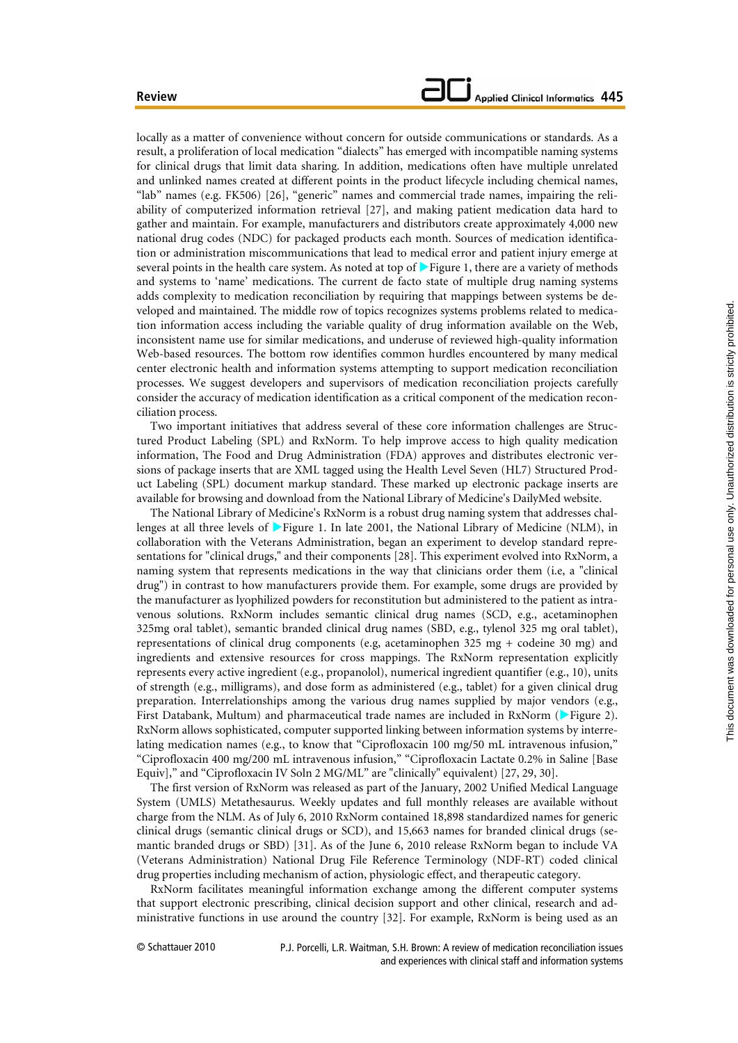locally as a matter of convenience without concern for outside communications or standards. As a result, a proliferation of local medication "dialects" has emerged with incompatible naming systems for clinical drugs that limit data sharing. In addition, medications often have multiple unrelated and unlinked names created at different points in the product lifecycle including chemical names, "lab" names (e.g. FK506) [26], "generic" names and commercial trade names, impairing the reliability of computerized information retrieval [27], and making patient medication data hard to gather and maintain. For example, manufacturers and distributors create approximately 4,000 new national drug codes (NDC) for packaged products each month. Sources of medication identification or administration miscommunications that lead to medical error and patient injury emerge at several points in the health care system. As noted at top of ▶Figure 1, there are a variety of methods and systems to 'name' medications. The current de facto state of multiple drug naming systems adds complexity to medication reconciliation by requiring that mappings between systems be developed and maintained. The middle row of topics recognizes systems problems related to medication information access including the variable quality of drug information available on the Web, inconsistent name use for similar medications, and underuse of reviewed high-quality information Web-based resources. The bottom row identifies common hurdles encountered by many medical center electronic health and information systems attempting to support medication reconciliation processes. We suggest developers and supervisors of medication reconciliation projects carefully consider the accuracy of medication identification as a critical component of the medication reconciliation process.

Two important initiatives that address several of these core information challenges are Structured Product Labeling (SPL) and RxNorm. To help improve access to high quality medication information, The Food and Drug Administration (FDA) approves and distributes electronic versions of package inserts that are XML tagged using the Health Level Seven (HL7) Structured Product Labeling (SPL) document markup standard. These marked up electronic package inserts are available for browsing and download from the National Library of Medicine's DailyMed website.

The National Library of Medicine's RxNorm is a robust drug naming system that addresses challenges at all three levels of ▶Figure 1. In late 2001, the National Library of Medicine (NLM), in collaboration with the Veterans Administration, began an experiment to develop standard representations for "clinical drugs," and their components [28]. This experiment evolved into RxNorm, a naming system that represents medications in the way that clinicians order them (i.e, a "clinical drug") in contrast to how manufacturers provide them. For example, some drugs are provided by the manufacturer as lyophilized powders for reconstitution but administered to the patient as intravenous solutions. RxNorm includes semantic clinical drug names (SCD, e.g., acetaminophen 325mg oral tablet), semantic branded clinical drug names (SBD, e.g., tylenol 325 mg oral tablet), representations of clinical drug components (e.g, acetaminophen 325 mg + codeine 30 mg) and ingredients and extensive resources for cross mappings. The RxNorm representation explicitly represents every active ingredient (e.g., propanolol), numerical ingredient quantifier (e.g., 10), units of strength (e.g., milligrams), and dose form as administered (e.g., tablet) for a given clinical drug preparation. Interrelationships among the various drug names supplied by major vendors (e.g., First Databank, Multum) and pharmaceutical trade names are included in RxNorm (▶Figure 2). RxNorm allows sophisticated, computer supported linking between information systems by interrelating medication names (e.g., to know that "Ciprofloxacin 100 mg/50 mL intravenous infusion," "Ciprofloxacin 400 mg/200 mL intravenous infusion," "Ciprofloxacin Lactate 0.2% in Saline [Base Equiv]," and "Ciprofloxacin IV Soln 2 MG/ML" are "clinically" equivalent) [27, 29, 30].

The first version of RxNorm was released as part of the January, 2002 Unified Medical Language System (UMLS) Metathesaurus. Weekly updates and full monthly releases are available without charge from the NLM. As of July 6, 2010 RxNorm contained 18,898 standardized names for generic clinical drugs (semantic clinical drugs or SCD), and 15,663 names for branded clinical drugs (semantic branded drugs or SBD) [31]. As of the June 6, 2010 release RxNorm began to include VA (Veterans Administration) National Drug File Reference Terminology (NDF-RT) coded clinical drug properties including mechanism of action, physiologic effect, and therapeutic category.

RxNorm facilitates meaningful information exchange among the different computer systems that support electronic prescribing, clinical decision support and other clinical, research and administrative functions in use around the country [32]. For example, RxNorm is being used as an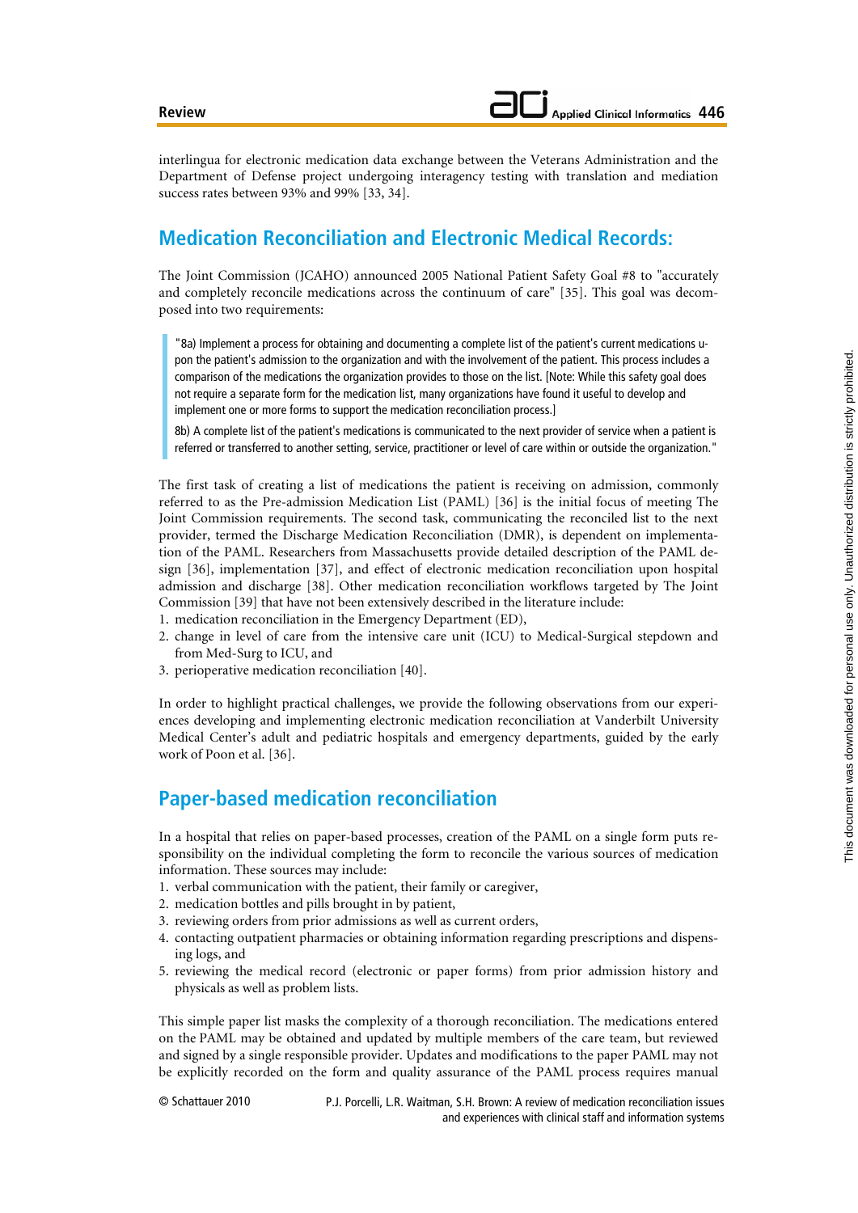interlingua for electronic medication data exchange between the Veterans Administration and the Department of Defense project undergoing interagency testing with translation and mediation success rates between 93% and 99% [33, 34].

## Medication Reconciliation and Electronic Medical Records:

The Joint Commission (JCAHO) announced 2005 National Patient Safety Goal #8 to "accurately and completely reconcile medications across the continuum of care" [35]. This goal was decomposed into two requirements:

> "8a) Implement a process for obtaining and documenting a complete list of the patient's current medications upon the patient's admission to the organization and with the involvement of the patient. This process includes a comparison of the medications the organization provides to those on the list. [Note: While this safety goal does not require a separate form for the medication list, many organizations have found it useful to develop and implement one or more forms to support the medication reconciliation process.]
>
> 8b) A complete list of the patient's medications is communicated to the next provider of service when a patient is referred or transferred to another setting, service, practitioner or level of care within or outside the organization."

The first task of creating a list of medications the patient is receiving on admission, commonly referred to as the Pre-admission Medication List (PAML) [36] is the initial focus of meeting The Joint Commission requirements. The second task, communicating the reconciled list to the next provider, termed the Discharge Medication Reconciliation (DMR), is dependent on implementation of the PAML. Researchers from Massachusetts provide detailed description of the PAML design [36], implementation [37], and effect of electronic medication reconciliation upon hospital admission and discharge [38]. Other medication reconciliation workflows targeted by The Joint Commission [39] that have not been extensively described in the literature include:

1. medication reconciliation in the Emergency Department (ED),
2. change in level of care from the intensive care unit (ICU) to Medical-Surgical stepdown and from Med-Surg to ICU, and
3. perioperative medication reconciliation [40].

In order to highlight practical challenges, we provide the following observations from our experiences developing and implementing electronic medication reconciliation at Vanderbilt University Medical Center's adult and pediatric hospitals and emergency departments, guided by the early work of Poon et al. [36].

## Paper-based medication reconciliation

In a hospital that relies on paper-based processes, creation of the PAML on a single form puts responsibility on the individual completing the form to reconcile the various sources of medication information. These sources may include:

1. verbal communication with the patient, their family or caregiver,
2. medication bottles and pills brought in by patient,
3. reviewing orders from prior admissions as well as current orders,
4. contacting outpatient pharmacies or obtaining information regarding prescriptions and dispensing logs, and
5. reviewing the medical record (electronic or paper forms) from prior admission history and physicals as well as problem lists.

This simple paper list masks the complexity of a thorough reconciliation. The medications entered on the PAML may be obtained and updated by multiple members of the care team, but reviewed and signed by a single responsible provider. Updates and modifications to the paper PAML may not be explicitly recorded on the form and quality assurance of the PAML process requires manual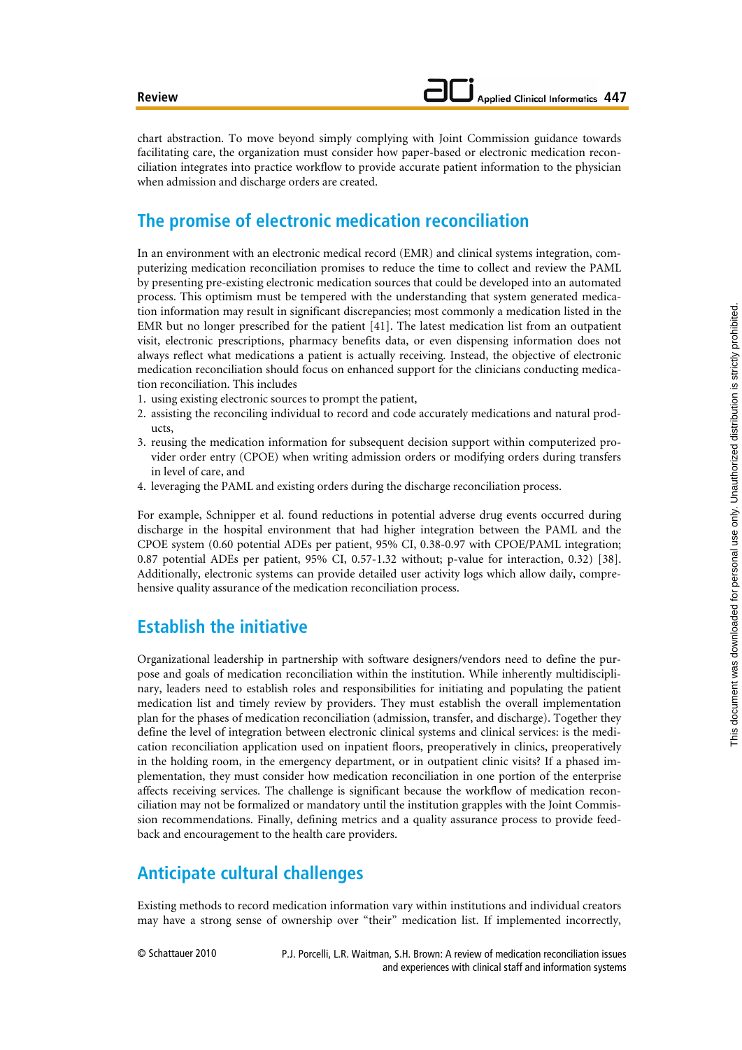chart abstraction. To move beyond simply complying with Joint Commission guidance towards facilitating care, the organization must consider how paper-based or electronic medication reconciliation integrates into practice workflow to provide accurate patient information to the physician when admission and discharge orders are created.

## The promise of electronic medication reconciliation

In an environment with an electronic medical record (EMR) and clinical systems integration, computerizing medication reconciliation promises to reduce the time to collect and review the PAML by presenting pre-existing electronic medication sources that could be developed into an automated process. This optimism must be tempered with the understanding that system generated medication information may result in significant discrepancies; most commonly a medication listed in the EMR but no longer prescribed for the patient [41]. The latest medication list from an outpatient visit, electronic prescriptions, pharmacy benefits data, or even dispensing information does not always reflect what medications a patient is actually receiving. Instead, the objective of electronic medication reconciliation should focus on enhanced support for the clinicians conducting medication reconciliation. This includes

1. using existing electronic sources to prompt the patient,
2. assisting the reconciling individual to record and code accurately medications and natural products,
3. reusing the medication information for subsequent decision support within computerized provider order entry (CPOE) when writing admission orders or modifying orders during transfers in level of care, and
4. leveraging the PAML and existing orders during the discharge reconciliation process.

For example, Schnipper et al. found reductions in potential adverse drug events occurred during discharge in the hospital environment that had higher integration between the PAML and the CPOE system (0.60 potential ADEs per patient, 95% CI, 0.38-0.97 with CPOE/PAML integration; 0.87 potential ADEs per patient, 95% CI, 0.57-1.32 without; p-value for interaction, 0.32) [38]. Additionally, electronic systems can provide detailed user activity logs which allow daily, comprehensive quality assurance of the medication reconciliation process.

## Establish the initiative

Organizational leadership in partnership with software designers/vendors need to define the purpose and goals of medication reconciliation within the institution. While inherently multidisciplinary, leaders need to establish roles and responsibilities for initiating and populating the patient medication list and timely review by providers. They must establish the overall implementation plan for the phases of medication reconciliation (admission, transfer, and discharge). Together they define the level of integration between electronic clinical systems and clinical services: is the medication reconciliation application used on inpatient floors, preoperatively in clinics, preoperatively in the holding room, in the emergency department, or in outpatient clinic visits? If a phased implementation, they must consider how medication reconciliation in one portion of the enterprise affects receiving services. The challenge is significant because the workflow of medication reconciliation may not be formalized or mandatory until the institution grapples with the Joint Commission recommendations. Finally, defining metrics and a quality assurance process to provide feedback and encouragement to the health care providers.

## Anticipate cultural challenges

Existing methods to record medication information vary within institutions and individual creators may have a strong sense of ownership over "their" medication list. If implemented incorrectly,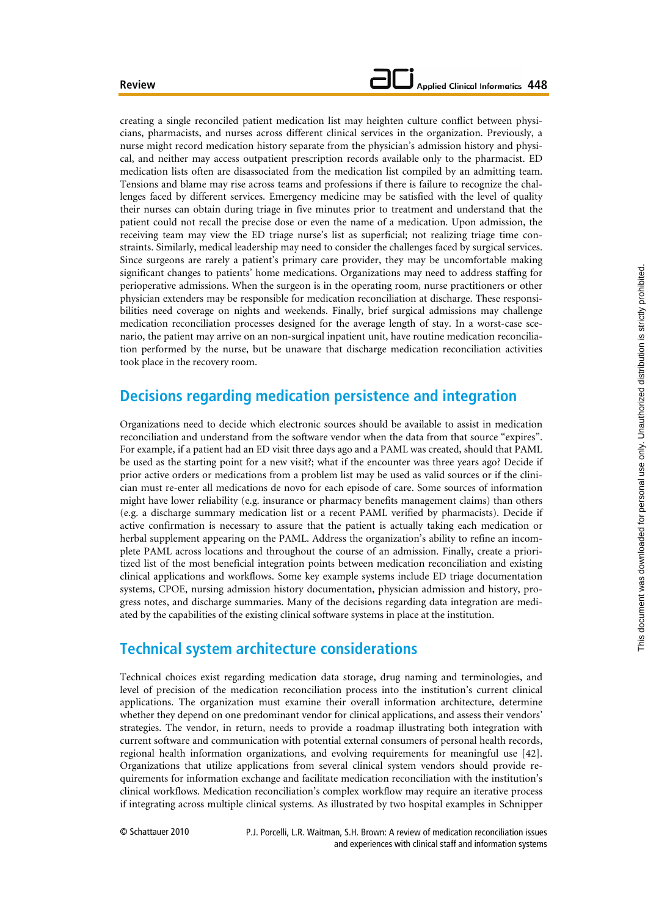creating a single reconciled patient medication list may heighten culture conflict between physicians, pharmacists, and nurses across different clinical services in the organization. Previously, a nurse might record medication history separate from the physician's admission history and physical, and neither may access outpatient prescription records available only to the pharmacist. ED medication lists often are disassociated from the medication list compiled by an admitting team. Tensions and blame may rise across teams and professions if there is failure to recognize the challenges faced by different services. Emergency medicine may be satisfied with the level of quality their nurses can obtain during triage in five minutes prior to treatment and understand that the patient could not recall the precise dose or even the name of a medication. Upon admission, the receiving team may view the ED triage nurse's list as superficial; not realizing triage time constraints. Similarly, medical leadership may need to consider the challenges faced by surgical services. Since surgeons are rarely a patient's primary care provider, they may be uncomfortable making significant changes to patients' home medications. Organizations may need to address staffing for perioperative admissions. When the surgeon is in the operating room, nurse practitioners or other physician extenders may be responsible for medication reconciliation at discharge. These responsibilities need coverage on nights and weekends. Finally, brief surgical admissions may challenge medication reconciliation processes designed for the average length of stay. In a worst-case scenario, the patient may arrive on an non-surgical inpatient unit, have routine medication reconciliation performed by the nurse, but be unaware that discharge medication reconciliation activities took place in the recovery room.

## Decisions regarding medication persistence and integration

Organizations need to decide which electronic sources should be available to assist in medication reconciliation and understand from the software vendor when the data from that source "expires". For example, if a patient had an ED visit three days ago and a PAML was created, should that PAML be used as the starting point for a new visit?; what if the encounter was three years ago? Decide if prior active orders or medications from a problem list may be used as valid sources or if the clinician must re-enter all medications de novo for each episode of care. Some sources of information might have lower reliability (e.g. insurance or pharmacy benefits management claims) than others (e.g. a discharge summary medication list or a recent PAML verified by pharmacists). Decide if active confirmation is necessary to assure that the patient is actually taking each medication or herbal supplement appearing on the PAML. Address the organization's ability to refine an incomplete PAML across locations and throughout the course of an admission. Finally, create a prioritized list of the most beneficial integration points between medication reconciliation and existing clinical applications and workflows. Some key example systems include ED triage documentation systems, CPOE, nursing admission history documentation, physician admission and history, progress notes, and discharge summaries. Many of the decisions regarding data integration are mediated by the capabilities of the existing clinical software systems in place at the institution.

## Technical system architecture considerations

Technical choices exist regarding medication data storage, drug naming and terminologies, and level of precision of the medication reconciliation process into the institution's current clinical applications. The organization must examine their overall information architecture, determine whether they depend on one predominant vendor for clinical applications, and assess their vendors' strategies. The vendor, in return, needs to provide a roadmap illustrating both integration with current software and communication with potential external consumers of personal health records, regional health information organizations, and evolving requirements for meaningful use [42]. Organizations that utilize applications from several clinical system vendors should provide requirements for information exchange and facilitate medication reconciliation with the institution's clinical workflows. Medication reconciliation's complex workflow may require an iterative process if integrating across multiple clinical systems. As illustrated by two hospital examples in Schnipper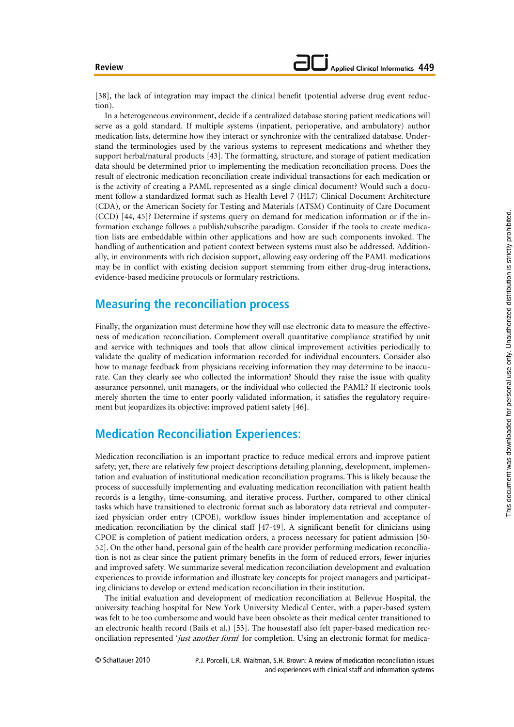[38], the lack of integration may impact the clinical benefit (potential adverse drug event reduction).

In a heterogeneous environment, decide if a centralized database storing patient medications will serve as a gold standard. If multiple systems (inpatient, perioperative, and ambulatory) author medication lists, determine how they interact or synchronize with the centralized database. Understand the terminologies used by the various systems to represent medications and whether they support herbal/natural products [43]. The formatting, structure, and storage of patient medication data should be determined prior to implementing the medication reconciliation process. Does the result of electronic medication reconciliation create individual transactions for each medication or is the activity of creating a PAML represented as a single clinical document? Would such a document follow a standardized format such as Health Level 7 (HL7) Clinical Document Architecture (CDA), or the American Society for Testing and Materials (ATSM) Continuity of Care Document (CCD) [44, 45]? Determine if systems query on demand for medication information or if the information exchange follows a publish/subscribe paradigm. Consider if the tools to create medication lists are embeddable within other applications and how are such components invoked. The handling of authentication and patient context between systems must also be addressed. Additionally, in environments with rich decision support, allowing easy ordering off the PAML medications may be in conflict with existing decision support stemming from either drug-drug interactions, evidence-based medicine protocols or formulary restrictions.

## Measuring the reconciliation process

Finally, the organization must determine how they will use electronic data to measure the effectiveness of medication reconciliation. Complement overall quantitative compliance stratified by unit and service with techniques and tools that allow clinical improvement activities periodically to validate the quality of medication information recorded for individual encounters. Consider also how to manage feedback from physicians receiving information they may determine to be inaccurate. Can they clearly see who collected the information? Should they raise the issue with quality assurance personnel, unit managers, or the individual who collected the PAML? If electronic tools merely shorten the time to enter poorly validated information, it satisfies the regulatory requirement but jeopardizes its objective: improved patient safety [46].

## Medication Reconciliation Experiences:

Medication reconciliation is an important practice to reduce medical errors and improve patient safety; yet, there are relatively few project descriptions detailing planning, development, implementation and evaluation of institutional medication reconciliation programs. This is likely because the process of successfully implementing and evaluating medication reconciliation with patient health records is a lengthy, time-consuming, and iterative process. Further, compared to other clinical tasks which have transitioned to electronic format such as laboratory data retrieval and computerized physician order entry (CPOE), workflow issues hinder implementation and acceptance of medication reconciliation by the clinical staff [47-49]. A significant benefit for clinicians using CPOE is completion of patient medication orders, a process necessary for patient admission [50-52]. On the other hand, personal gain of the health care provider performing medication reconciliation is not as clear since the patient primary benefits in the form of reduced errors, fewer injuries and improved safety. We summarize several medication reconciliation development and evaluation experiences to provide information and illustrate key concepts for project managers and participating clinicians to develop or extend medication reconciliation in their institution.

The initial evaluation and development of medication reconciliation at Bellevue Hospital, the university teaching hospital for New York University Medical Center, with a paper-based system was felt to be too cumbersome and would have been obsolete as their medical center transitioned to an electronic health record (Bails et al.) [53]. The housestaff also felt paper-based medication reconciliation represented '*just another form*' for completion. Using an electronic format for medica-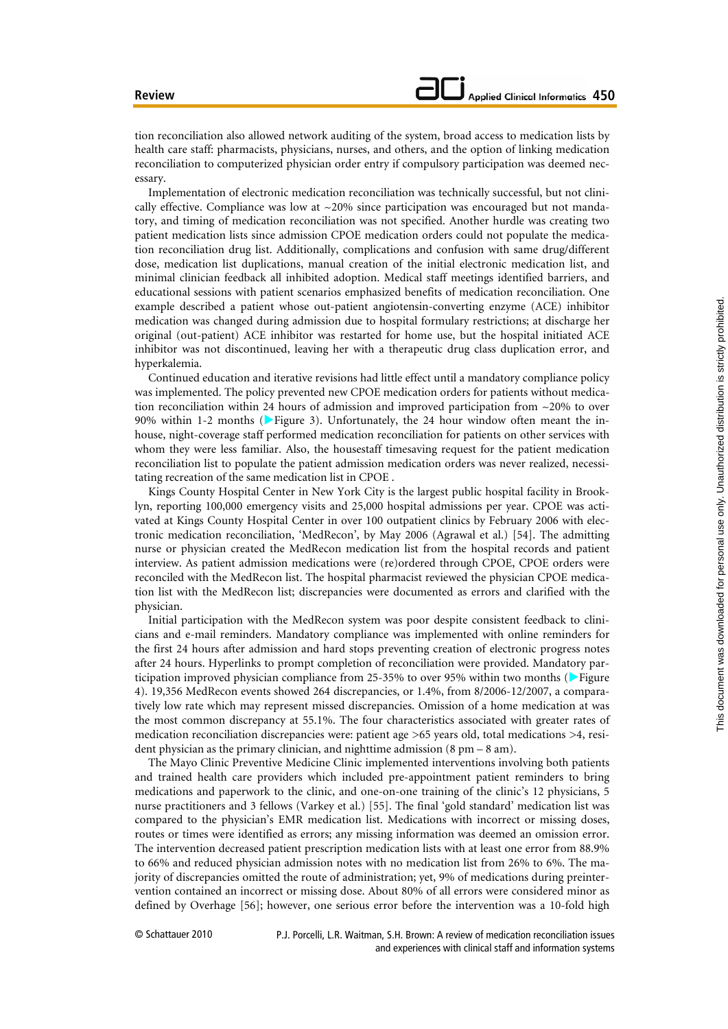tion reconciliation also allowed network auditing of the system, broad access to medication lists by health care staff: pharmacists, physicians, nurses, and others, and the option of linking medication reconciliation to computerized physician order entry if compulsory participation was deemed necessary.

Implementation of electronic medication reconciliation was technically successful, but not clinically effective. Compliance was low at ~20% since participation was encouraged but not mandatory, and timing of medication reconciliation was not specified. Another hurdle was creating two patient medication lists since admission CPOE medication orders could not populate the medication reconciliation drug list. Additionally, complications and confusion with same drug/different dose, medication list duplications, manual creation of the initial electronic medication list, and minimal clinician feedback all inhibited adoption. Medical staff meetings identified barriers, and educational sessions with patient scenarios emphasized benefits of medication reconciliation. One example described a patient whose out-patient angiotensin-converting enzyme (ACE) inhibitor medication was changed during admission due to hospital formulary restrictions; at discharge her original (out-patient) ACE inhibitor was restarted for home use, but the hospital initiated ACE inhibitor was not discontinued, leaving her with a therapeutic drug class duplication error, and hyperkalemia.

Continued education and iterative revisions had little effect until a mandatory compliance policy was implemented. The policy prevented new CPOE medication orders for patients without medication reconciliation within 24 hours of admission and improved participation from ~20% to over 90% within 1-2 months (Figure 3). Unfortunately, the 24 hour window often meant the in-house, night-coverage staff performed medication reconciliation for patients on other services with whom they were less familiar. Also, the housestaff timesaving request for the patient medication reconciliation list to populate the patient admission medication orders was never realized, necessitating recreation of the same medication list in CPOE .

Kings County Hospital Center in New York City is the largest public hospital facility in Brooklyn, reporting 100,000 emergency visits and 25,000 hospital admissions per year. CPOE was activated at Kings County Hospital Center in over 100 outpatient clinics by February 2006 with electronic medication reconciliation, 'MedRecon', by May 2006 (Agrawal et al.) [54]. The admitting nurse or physician created the MedRecon medication list from the hospital records and patient interview. As patient admission medications were (re)ordered through CPOE, CPOE orders were reconciled with the MedRecon list. The hospital pharmacist reviewed the physician CPOE medication list with the MedRecon list; discrepancies were documented as errors and clarified with the physician.

Initial participation with the MedRecon system was poor despite consistent feedback to clinicians and e-mail reminders. Mandatory compliance was implemented with online reminders for the first 24 hours after admission and hard stops preventing creation of electronic progress notes after 24 hours. Hyperlinks to prompt completion of reconciliation were provided. Mandatory participation improved physician compliance from 25-35% to over 95% within two months (Figure 4). 19,356 MedRecon events showed 264 discrepancies, or 1.4%, from 8/2006-12/2007, a comparatively low rate which may represent missed discrepancies. Omission of a home medication at was the most common discrepancy at 55.1%. The four characteristics associated with greater rates of medication reconciliation discrepancies were: patient age >65 years old, total medications >4, resident physician as the primary clinician, and nighttime admission (8 pm – 8 am).

The Mayo Clinic Preventive Medicine Clinic implemented interventions involving both patients and trained health care providers which included pre-appointment patient reminders to bring medications and paperwork to the clinic, and one-on-one training of the clinic's 12 physicians, 5 nurse practitioners and 3 fellows (Varkey et al.) [55]. The final 'gold standard' medication list was compared to the physician's EMR medication list. Medications with incorrect or missing doses, routes or times were identified as errors; any missing information was deemed an omission error. The intervention decreased patient prescription medication lists with at least one error from 88.9% to 66% and reduced physician admission notes with no medication list from 26% to 6%. The majority of discrepancies omitted the route of administration; yet, 9% of medications during preintervention contained an incorrect or missing dose. About 80% of all errors were considered minor as defined by Overhage [56]; however, one serious error before the intervention was a 10-fold high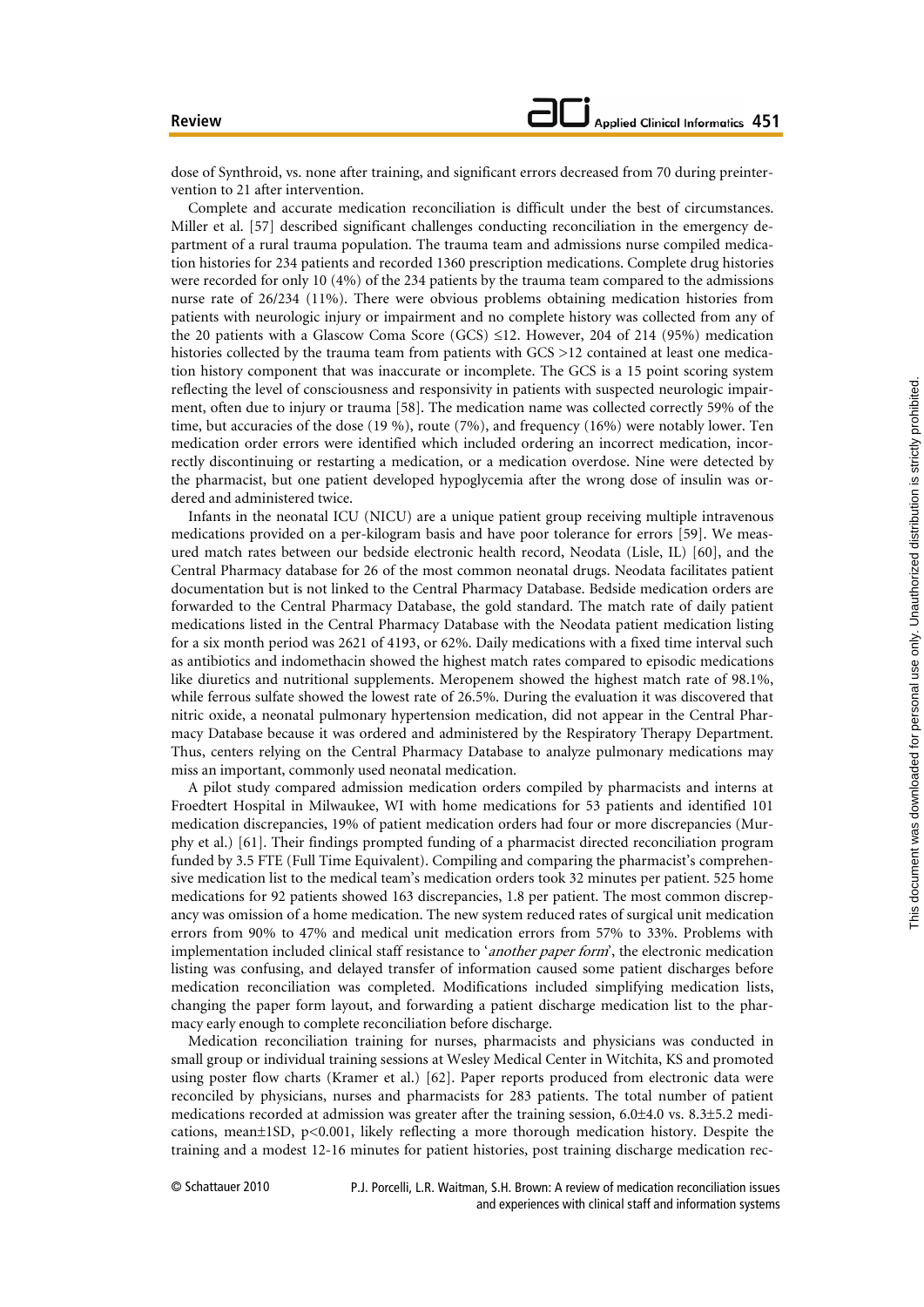dose of Synthroid, vs. none after training, and significant errors decreased from 70 during preintervention to 21 after intervention.

Complete and accurate medication reconciliation is difficult under the best of circumstances. Miller et al. [57] described significant challenges conducting reconciliation in the emergency department of a rural trauma population. The trauma team and admissions nurse compiled medication histories for 234 patients and recorded 1360 prescription medications. Complete drug histories were recorded for only 10 (4%) of the 234 patients by the trauma team compared to the admissions nurse rate of 26/234 (11%). There were obvious problems obtaining medication histories from patients with neurologic injury or impairment and no complete history was collected from any of the 20 patients with a Glascow Coma Score (GCS) ≤12. However, 204 of 214 (95%) medication histories collected by the trauma team from patients with GCS >12 contained at least one medication history component that was inaccurate or incomplete. The GCS is a 15 point scoring system reflecting the level of consciousness and responsivity in patients with suspected neurologic impairment, often due to injury or trauma [58]. The medication name was collected correctly 59% of the time, but accuracies of the dose (19 %), route (7%), and frequency (16%) were notably lower. Ten medication order errors were identified which included ordering an incorrect medication, incorrectly discontinuing or restarting a medication, or a medication overdose. Nine were detected by the pharmacist, but one patient developed hypoglycemia after the wrong dose of insulin was ordered and administered twice.

Infants in the neonatal ICU (NICU) are a unique patient group receiving multiple intravenous medications provided on a per-kilogram basis and have poor tolerance for errors [59]. We measured match rates between our bedside electronic health record, Neodata (Lisle, IL) [60], and the Central Pharmacy database for 26 of the most common neonatal drugs. Neodata facilitates patient documentation but is not linked to the Central Pharmacy Database. Bedside medication orders are forwarded to the Central Pharmacy Database, the gold standard. The match rate of daily patient medications listed in the Central Pharmacy Database with the Neodata patient medication listing for a six month period was 2621 of 4193, or 62%. Daily medications with a fixed time interval such as antibiotics and indomethacin showed the highest match rates compared to episodic medications like diuretics and nutritional supplements. Meropenem showed the highest match rate of 98.1%, while ferrous sulfate showed the lowest rate of 26.5%. During the evaluation it was discovered that nitric oxide, a neonatal pulmonary hypertension medication, did not appear in the Central Pharmacy Database because it was ordered and administered by the Respiratory Therapy Department. Thus, centers relying on the Central Pharmacy Database to analyze pulmonary medications may miss an important, commonly used neonatal medication.

A pilot study compared admission medication orders compiled by pharmacists and interns at Froedtert Hospital in Milwaukee, WI with home medications for 53 patients and identified 101 medication discrepancies, 19% of patient medication orders had four or more discrepancies (Murphy et al.) [61]. Their findings prompted funding of a pharmacist directed reconciliation program funded by 3.5 FTE (Full Time Equivalent). Compiling and comparing the pharmacist's comprehensive medication list to the medical team's medication orders took 32 minutes per patient. 525 home medications for 92 patients showed 163 discrepancies, 1.8 per patient. The most common discrepancy was omission of a home medication. The new system reduced rates of surgical unit medication errors from 90% to 47% and medical unit medication errors from 57% to 33%. Problems with implementation included clinical staff resistance to '*another paper form*', the electronic medication listing was confusing, and delayed transfer of information caused some patient discharges before medication reconciliation was completed. Modifications included simplifying medication lists, changing the paper form layout, and forwarding a patient discharge medication list to the pharmacy early enough to complete reconciliation before discharge.

Medication reconciliation training for nurses, pharmacists and physicians was conducted in small group or individual training sessions at Wesley Medical Center in Witchita, KS and promoted using poster flow charts (Kramer et al.) [62]. Paper reports produced from electronic data were reconciled by physicians, nurses and pharmacists for 283 patients. The total number of patient medications recorded at admission was greater after the training session, 6.0±4.0 vs. 8.3±5.2 medications, mean±1SD, $p<0.001$, likely reflecting a more thorough medication history. Despite the training and a modest 12-16 minutes for patient histories, post training discharge medication rec-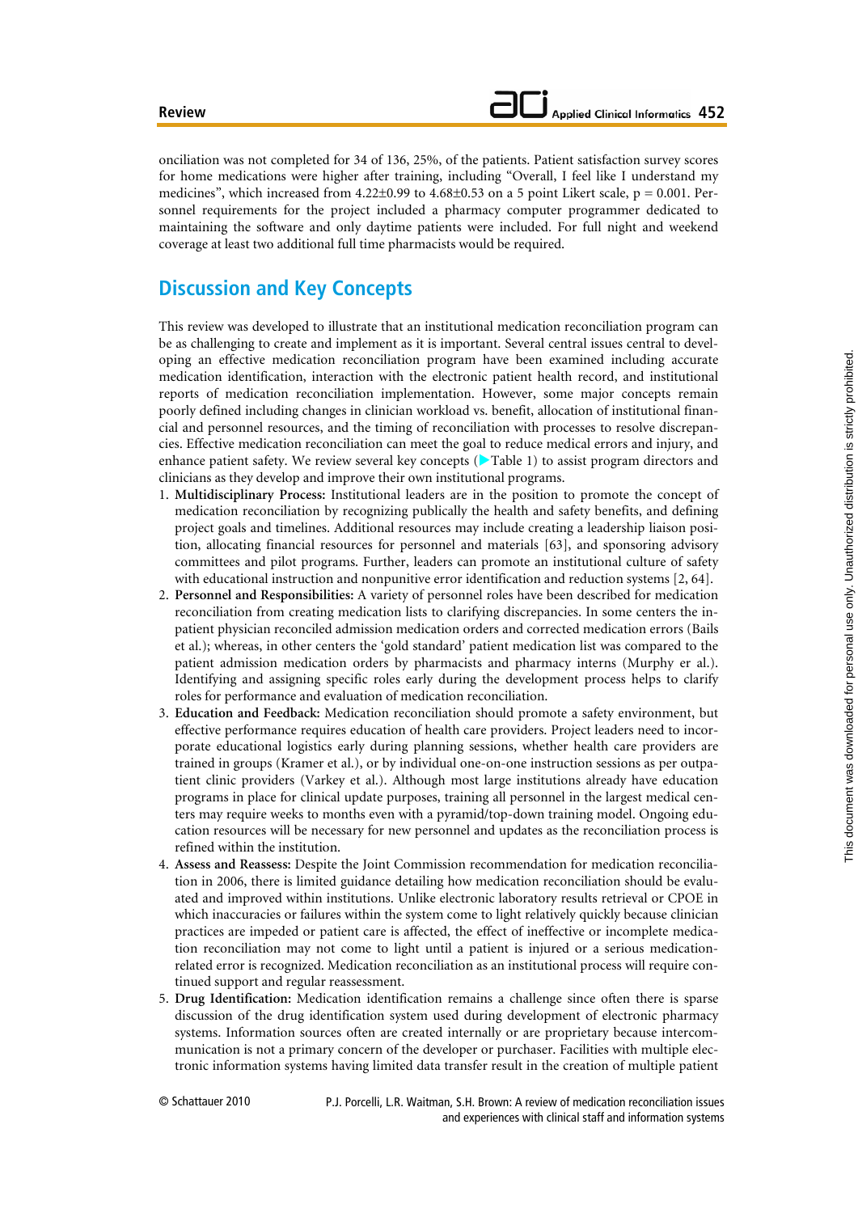onciliation was not completed for 34 of 136, 25%, of the patients. Patient satisfaction survey scores for home medications were higher after training, including "Overall, I feel like I understand my medicines", which increased from 4.22±0.99 to 4.68±0.53 on a 5 point Likert scale, $p = 0.001$. Personnel requirements for the project included a pharmacy computer programmer dedicated to maintaining the software and only daytime patients were included. For full night and weekend coverage at least two additional full time pharmacists would be required.

## Discussion and Key Concepts

This review was developed to illustrate that an institutional medication reconciliation program can be as challenging to create and implement as it is important. Several central issues central to developing an effective medication reconciliation program have been examined including accurate medication identification, interaction with the electronic patient health record, and institutional reports of medication reconciliation implementation. However, some major concepts remain poorly defined including changes in clinician workload vs. benefit, allocation of institutional financial and personnel resources, and the timing of reconciliation with processes to resolve discrepancies. Effective medication reconciliation can meet the goal to reduce medical errors and injury, and enhance patient safety. We review several key concepts (▶Table 1) to assist program directors and clinicians as they develop and improve their own institutional programs.

1. **Multidisciplinary Process:** Institutional leaders are in the position to promote the concept of medication reconciliation by recognizing publically the health and safety benefits, and defining project goals and timelines. Additional resources may include creating a leadership liaison position, allocating financial resources for personnel and materials [63], and sponsoring advisory committees and pilot programs. Further, leaders can promote an institutional culture of safety with educational instruction and nonpunitive error identification and reduction systems [2, 64].
2. **Personnel and Responsibilities:** A variety of personnel roles have been described for medication reconciliation from creating medication lists to clarifying discrepancies. In some centers the inpatient physician reconciled admission medication orders and corrected medication errors (Bails et al.); whereas, in other centers the 'gold standard' patient medication list was compared to the patient admission medication orders by pharmacists and pharmacy interns (Murphy er al.). Identifying and assigning specific roles early during the development process helps to clarify roles for performance and evaluation of medication reconciliation.
3. **Education and Feedback:** Medication reconciliation should promote a safety environment, but effective performance requires education of health care providers. Project leaders need to incorporate educational logistics early during planning sessions, whether health care providers are trained in groups (Kramer et al.), or by individual one-on-one instruction sessions as per outpatient clinic providers (Varkey et al.). Although most large institutions already have education programs in place for clinical update purposes, training all personnel in the largest medical centers may require weeks to months even with a pyramid/top-down training model. Ongoing education resources will be necessary for new personnel and updates as the reconciliation process is refined within the institution.
4. **Assess and Reassess:** Despite the Joint Commission recommendation for medication reconciliation in 2006, there is limited guidance detailing how medication reconciliation should be evaluated and improved within institutions. Unlike electronic laboratory results retrieval or CPOE in which inaccuracies or failures within the system come to light relatively quickly because clinician practices are impeded or patient care is affected, the effect of ineffective or incomplete medication reconciliation may not come to light until a patient is injured or a serious medication-related error is recognized. Medication reconciliation as an institutional process will require continued support and regular reassessment.
5. **Drug Identification:** Medication identification remains a challenge since often there is sparse discussion of the drug identification system used during development of electronic pharmacy systems. Information sources often are created internally or are proprietary because intercommunication is not a primary concern of the developer or purchaser. Facilities with multiple electronic information systems having limited data transfer result in the creation of multiple patient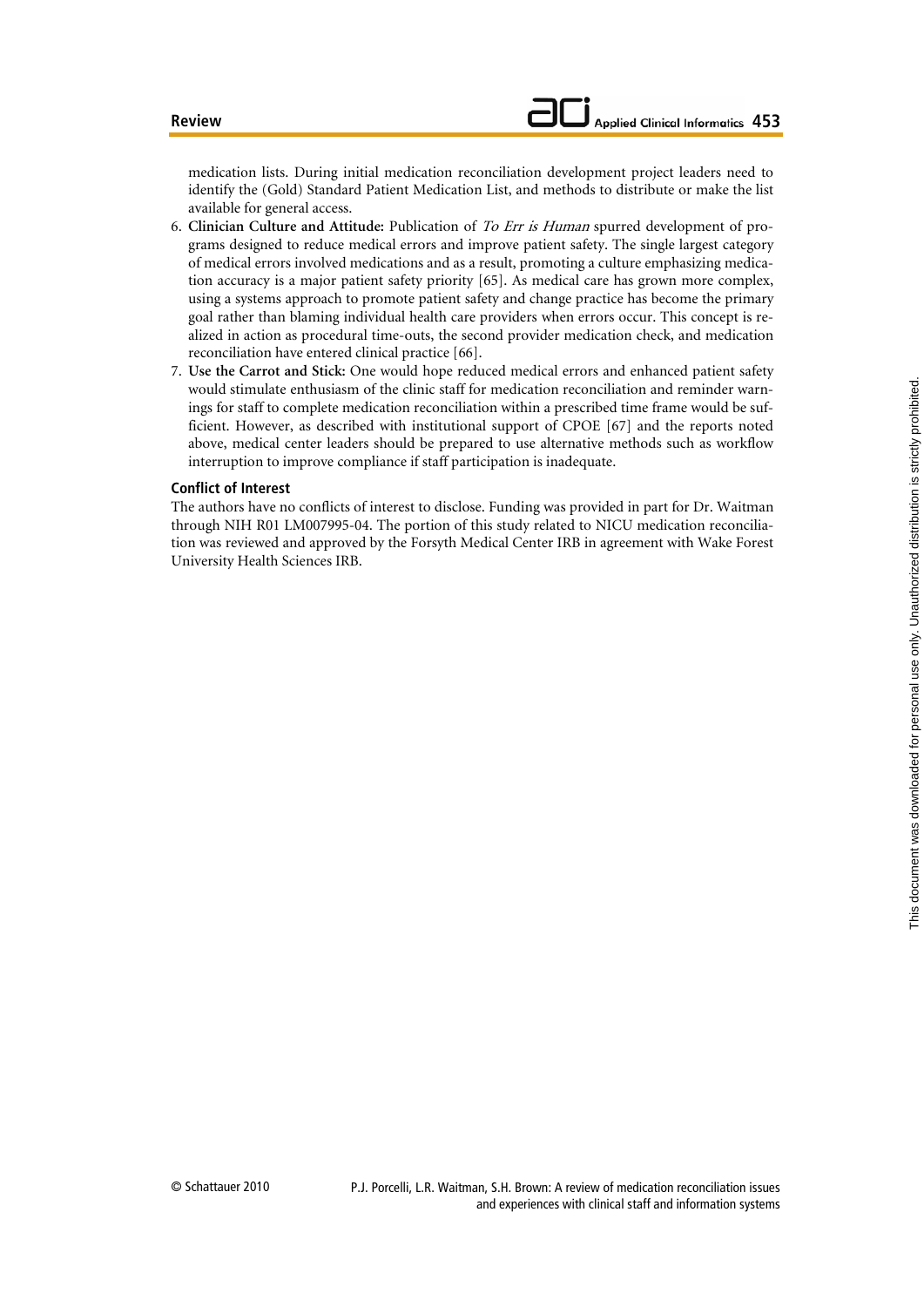medication lists. During initial medication reconciliation development project leaders need to identify the (Gold) Standard Patient Medication List, and methods to distribute or make the list available for general access.

6. **Clinician Culture and Attitude:** Publication of *To Err is Human* spurred development of programs designed to reduce medical errors and improve patient safety. The single largest category of medical errors involved medications and as a result, promoting a culture emphasizing medication accuracy is a major patient safety priority [65]. As medical care has grown more complex, using a systems approach to promote patient safety and change practice has become the primary goal rather than blaming individual health care providers when errors occur. This concept is realized in action as procedural time-outs, the second provider medication check, and medication reconciliation have entered clinical practice [66].
7. **Use the Carrot and Stick:** One would hope reduced medical errors and enhanced patient safety would stimulate enthusiasm of the clinic staff for medication reconciliation and reminder warnings for staff to complete medication reconciliation within a prescribed time frame would be sufficient. However, as described with institutional support of CPOE [67] and the reports noted above, medical center leaders should be prepared to use alternative methods such as workflow interruption to improve compliance if staff participation is inadequate.

### Conflict of Interest

The authors have no conflicts of interest to disclose. Funding was provided in part for Dr. Waitman through NIH R01 LM007995-04. The portion of this study related to NICU medication reconciliation was reviewed and approved by the Forsyth Medical Center IRB in agreement with Wake Forest University Health Sciences IRB.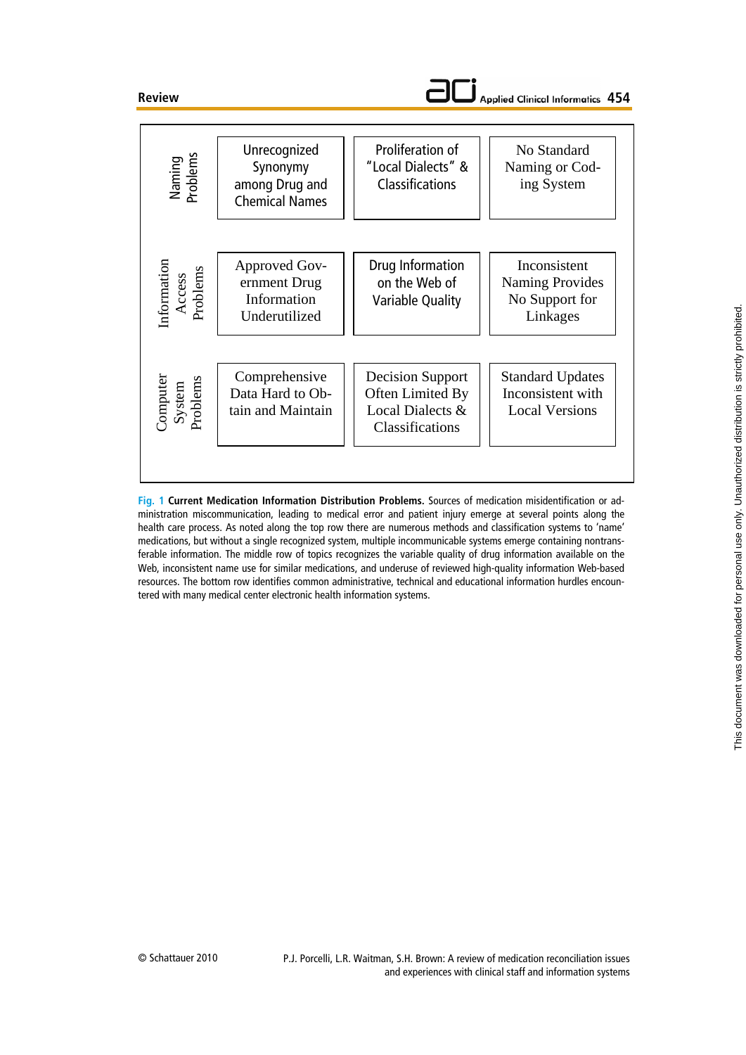| | | | |
|---|---|---|---|
| **Naming Problems** | Unrecognized Synonymy among Drug and Chemical Names | Proliferation of "Local Dialects" & Classifications | No Standard Naming or Coding System |
| **Information Access Problems** | Approved Government Drug Information Underutilized | Drug Information on the Web of Variable Quality | Inconsistent Naming Provides No Support for Linkages |
| **Computer System Problems** | Comprehensive Data Hard to Obtain and Maintain | Decision Support Often Limited By Local Dialects & Classifications | Standard Updates Inconsistent with Local Versions |

**Fig. 1 Current Medication Information Distribution Problems.** Sources of medication misidentification or administration miscommunication, leading to medical error and patient injury emerge at several points along the health care process. As noted along the top row there are numerous methods and classification systems to 'name' medications, but without a single recognized system, multiple incommunicable systems emerge containing nontransferable information. The middle row of topics recognizes the variable quality of drug information available on the Web, inconsistent name use for similar medications, and underuse of reviewed high-quality information Web-based resources. The bottom row identifies common administrative, technical and educational information hurdles encountered with many medical center electronic health information systems.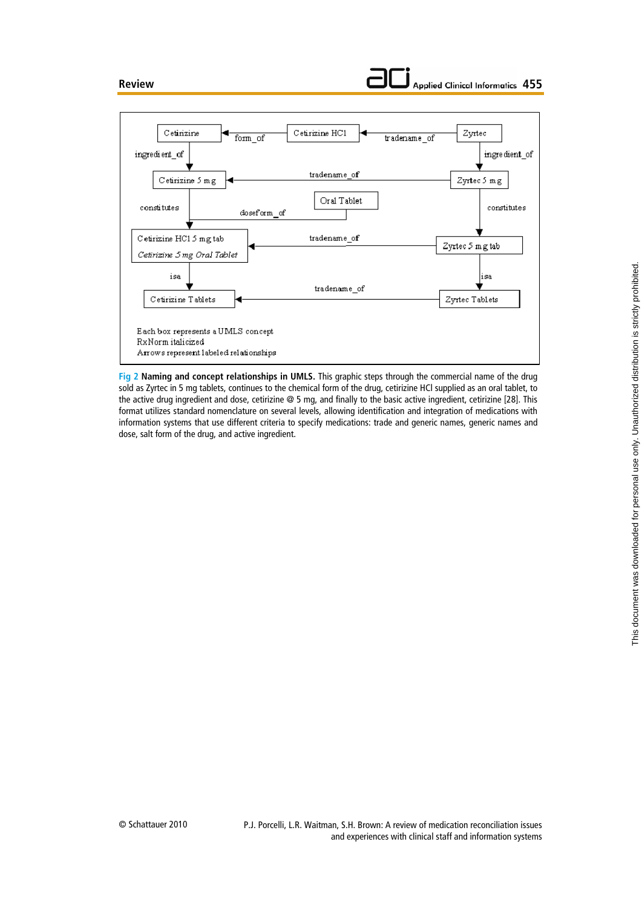**Fig 2 Naming and concept relationships in UMLS.** This graphic steps through the commercial name of the drug sold as Zyrtec in 5 mg tablets, continues to the chemical form of the drug, cetirizine HCl supplied as an oral tablet, to the active drug ingredient and dose, cetirizine @ 5 mg, and finally to the basic active ingredient, cetirizine [28]. This format utilizes standard nomenclature on several levels, allowing identification and integration of medications with information systems that use different criteria to specify medications: trade and generic names, generic names and dose, salt form of the drug, and active ingredient.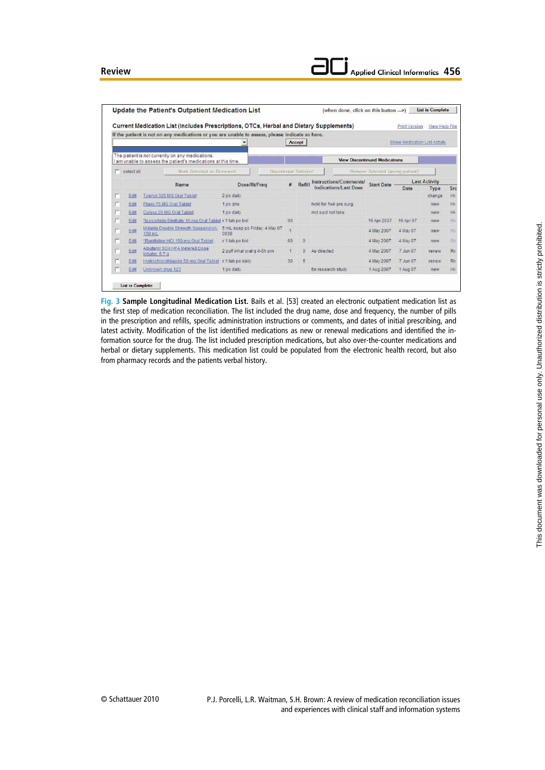Update the Patient's Outpatient Medication List

(when done, click on this button --->) List is Complete

Current Medication List (Includes Prescriptions, OTCs, Herbal and Dietary Supplements)

Print Version View Help File

If the patient is not on any medications or you are unable to assess, please indicate so here.

Accept

Show Medication List Activity

The patient is not currently on any medications.
I am unable to assess the patient's medications at this time.

View Discontinued Medications

select all | Mark Selected as Reviewed | Discontinue Selected | Remove Selected (wrong patient)

| | | Name | Dose/Rt/Freq | # | Refill | Instructions/Comments/ Indications/Last Dose | Start Date | Last Activity Date | Last Activity Type | Src |
|---|---|---|---|---|---|---|---|---|---|---|
| | Edit | Tylenol 325 MG Oral Tablet | 2 po daily | | | | | | change | Hx |
| | Edit | Plavix 75 MG Oral Tablet | 1 po qhs | | | hold for 1wk pre surg | | | new | Hx |
| | Edit | Celexa 20 MG Oral Tablet | 1 po daily | | | md said not take | | | new | Hx |
| | Edit | *Isosorbide Dinitrate 10 mg Oral Tablet | x 1 tab po bid | 60 | | | 16 Apr 2007 | 16 Apr 07 | new | Rx |
| | Edit | Mylanta Double Strength Suspension, 150 mL | 5 mL susp po Friday, 4 May 07 0939 | 1 | | | 4 May 2007 | 4 May 07 | new | Rx |
| | Edit | *Ranitidine HCl 150 mg Oral Tablet | x 1 tab po bid | 60 | 0 | | 4 May 2007 | 4 May 07 | new | Rx |
| | Edit | Albuterol SO4 HFA Metered Dose Inhaler, 6.7 g | 2 puff inhal oral q 4-6h prn | 1 | 0 | As directed | 4 May 2007 | 7 Jun 07 | renew | Rx |
| | Edit | Hydrochlorothiazide 50 mg Oral Tablet | x 1 tab po daily | 30 | 5 | | 4 May 2007 | 7 Jun 07 | renew | Rx |
| | Edit | Unknown drug 123 | 1 po daily | | | for research study | 1 Aug 2007 | 1 Aug 07 | new | Hx |

List is Complete

**Fig. 3 Sample Longitudinal Medication List.** Bails et al. [53] created an electronic outpatient medication list as the first step of medication reconciliation. The list included the drug name, dose and frequency, the number of pills in the prescription and refills, specific administration instructions or comments, and dates of initial prescribing, and latest activity. Modification of the list identified medications as new or renewal medications and identified the information source for the drug. The list included prescription medications, but also over-the-counter medications and herbal or dietary supplements. This medication list could be populated from the electronic health record, but also from pharmacy records and the patients verbal history.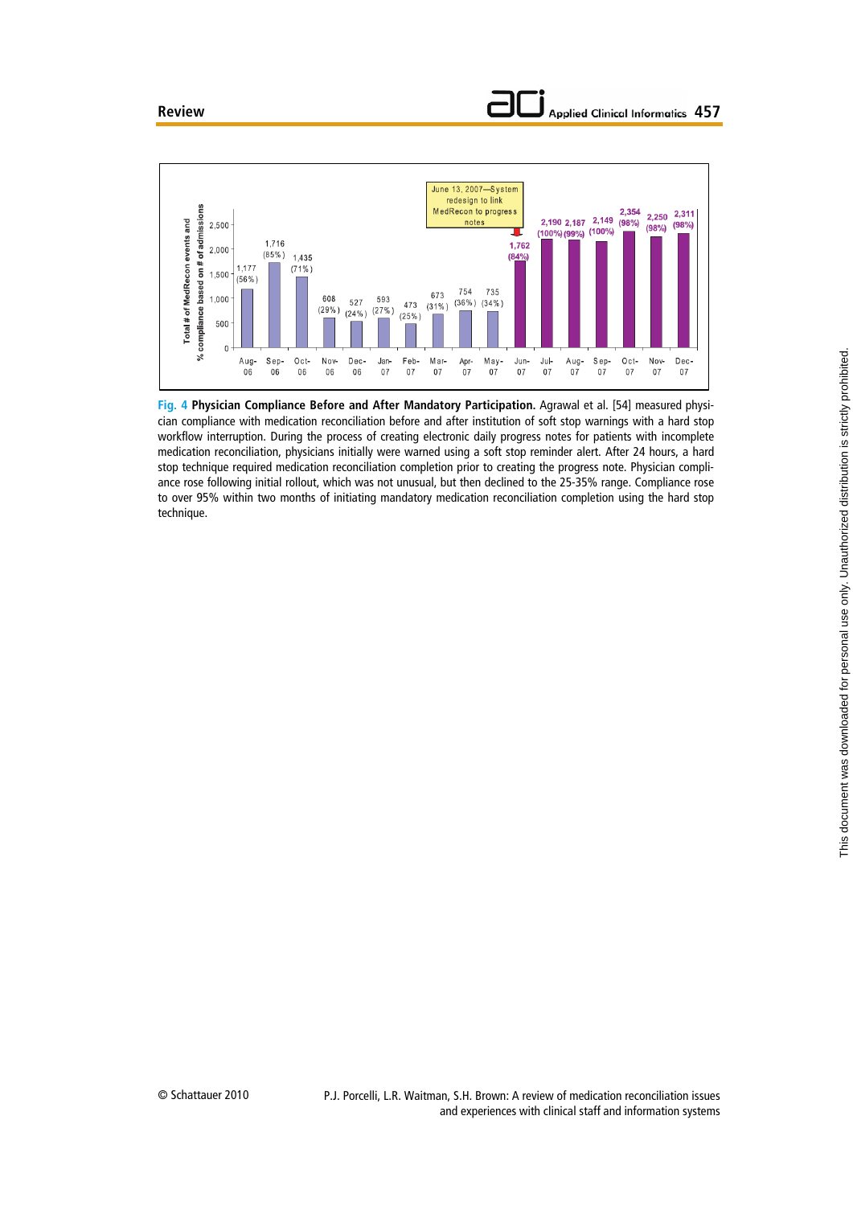**Fig. 4 Physician Compliance Before and After Mandatory Participation.** Agrawal et al. [54] measured physician compliance with medication reconciliation before and after institution of soft stop warnings with a hard stop workflow interruption. During the process of creating electronic daily progress notes for patients with incomplete medication reconciliation, physicians initially were warned using a soft stop reminder alert. After 24 hours, a hard stop technique required medication reconciliation completion prior to creating the progress note. Physician compliance rose following initial rollout, which was not unusual, but then declined to the 25-35% range. Compliance rose to over 95% within two months of initiating mandatory medication reconciliation completion using the hard stop technique.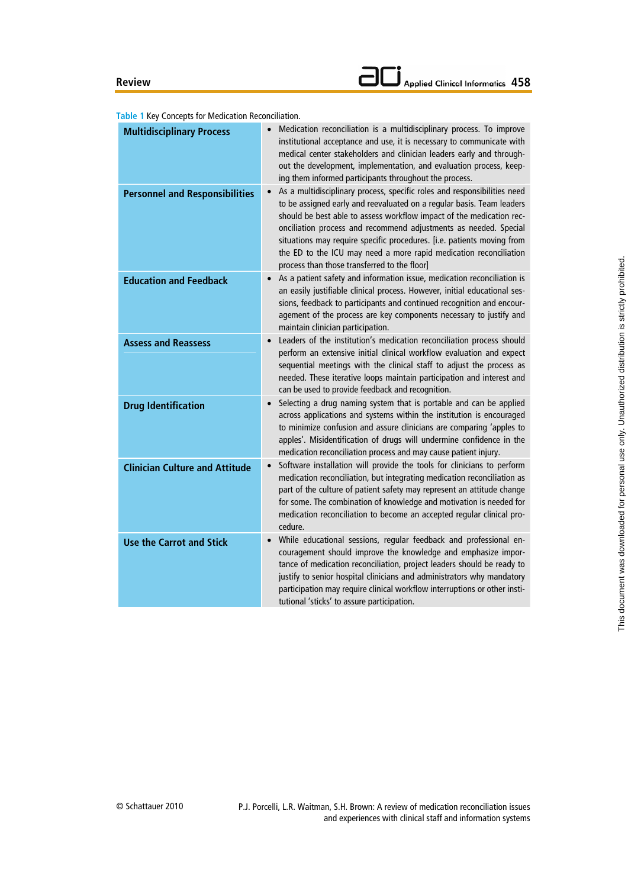**Table 1** Key Concepts for Medication Reconciliation.

| | |
|---|---|
| **Multidisciplinary Process** | • Medication reconciliation is a multidisciplinary process. To improve institutional acceptance and use, it is necessary to communicate with medical center stakeholders and clinician leaders early and throughout the development, implementation, and evaluation process, keeping them informed participants throughout the process. |
| **Personnel and Responsibilities** | • As a multidisciplinary process, specific roles and responsibilities need to be assigned early and reevaluated on a regular basis. Team leaders should be best able to assess workflow impact of the medication reconciliation process and recommend adjustments as needed. Special situations may require specific procedures. [i.e. patients moving from the ED to the ICU may need a more rapid medication reconciliation process than those transferred to the floor] |
| **Education and Feedback** | • As a patient safety and information issue, medication reconciliation is an easily justifiable clinical process. However, initial educational sessions, feedback to participants and continued recognition and encouragement of the process are key components necessary to justify and maintain clinician participation. |
| **Assess and Reassess** | • Leaders of the institution's medication reconciliation process should perform an extensive initial clinical workflow evaluation and expect sequential meetings with the clinical staff to adjust the process as needed. These iterative loops maintain participation and interest and can be used to provide feedback and recognition. |
| **Drug Identification** | • Selecting a drug naming system that is portable and can be applied across applications and systems within the institution is encouraged to minimize confusion and assure clinicians are comparing 'apples to apples'. Misidentification of drugs will undermine confidence in the medication reconciliation process and may cause patient injury. |
| **Clinician Culture and Attitude** | • Software installation will provide the tools for clinicians to perform medication reconciliation, but integrating medication reconciliation as part of the culture of patient safety may represent an attitude change for some. The combination of knowledge and motivation is needed for medication reconciliation to become an accepted regular clinical procedure. |
| **Use the Carrot and Stick** | • While educational sessions, regular feedback and professional encouragement should improve the knowledge and emphasize importance of medication reconciliation, project leaders should be ready to justify to senior hospital clinicians and administrators why mandatory participation may require clinical workflow interruptions or other institutional 'sticks' to assure participation. |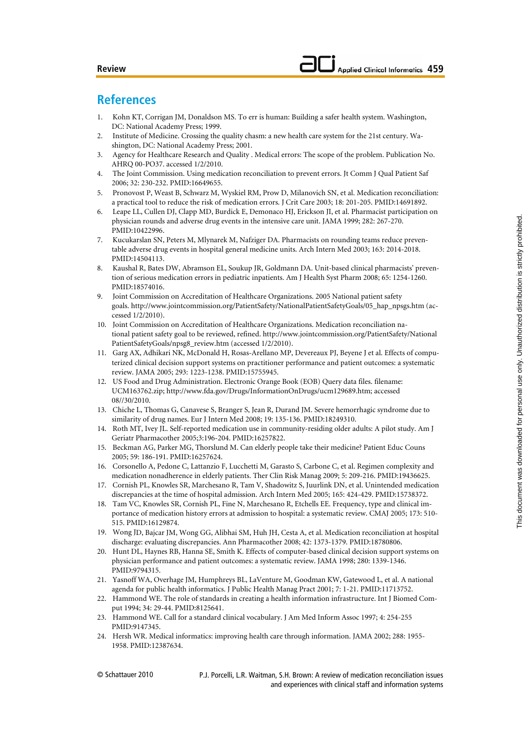## References

1. Kohn KT, Corrigan JM, Donaldson MS. To err is human: Building a safer health system. Washington, DC: National Academy Press; 1999.
2. Institute of Medicine. Crossing the quality chasm: a new health care system for the 21st century. Washington, DC: National Academy Press; 2001.
3. Agency for Healthcare Research and Quality . Medical errors: The scope of the problem. Publication No. AHRQ 00-PO37. accessed 1/2/2010.
4. The Joint Commission. Using medication reconciliation to prevent errors. Jt Comm J Qual Patient Saf 2006; 32: 230-232. PMID:16649655.
5. Pronovost P, Weast B, Schwarz M, Wyskiel RM, Prow D, Milanovich SN, et al. Medication reconciliation: a practical tool to reduce the risk of medication errors. J Crit Care 2003; 18: 201-205. PMID:14691892.
6. Leape LL, Cullen DJ, Clapp MD, Burdick E, Demonaco HJ, Erickson JI, et al. Pharmacist participation on physician rounds and adverse drug events in the intensive care unit. JAMA 1999; 282: 267-270. PMID:10422996.
7. Kucukarslan SN, Peters M, Mlynarek M, Nafziger DA. Pharmacists on rounding teams reduce preventable adverse drug events in hospital general medicine units. Arch Intern Med 2003; 163: 2014-2018. PMID:14504113.
8. Kaushal R, Bates DW, Abramson EL, Soukup JR, Goldmann DA. Unit-based clinical pharmacists' prevention of serious medication errors in pediatric inpatients. Am J Health Syst Pharm 2008; 65: 1254-1260. PMID:18574016.
9. Joint Commission on Accreditation of Healthcare Organizations. 2005 National patient safety goals. http://www.jointcommission.org/PatientSafety/NationalPatientSafetyGoals/05_hap_npsgs.htm (accessed 1/2/2010).
10. Joint Commission on Accreditation of Healthcare Organizations. Medication reconciliation national patient safety goal to be reviewed, refined. http://www.jointcommission.org/PatientSafety/National PatientSafetyGoals/npsg8_review.htm (accessed 1/2/2010).
11. Garg AX, Adhikari NK, McDonald H, Rosas-Arellano MP, Devereaux PJ, Beyene J et al. Effects of computerized clinical decision support systems on practitioner performance and patient outcomes: a systematic review. JAMA 2005; 293: 1223-1238. PMID:15755945.
12. US Food and Drug Administration. Electronic Orange Book (EOB) Query data files. filename: UCM163762.zip; http://www.fda.gov/Drugs/InformationOnDrugs/ucm129689.htm; accessed 08//30/2010.
13. Chiche L, Thomas G, Canavese S, Branger S, Jean R, Durand JM. Severe hemorrhagic syndrome due to similarity of drug names. Eur J Intern Med 2008; 19: 135-136. PMID:18249310.
14. Roth MT, Ivey JL. Self-reported medication use in community-residing older adults: A pilot study. Am J Geriatr Pharmacother 2005;3:196-204. PMID:16257822.
15. Beckman AG, Parker MG, Thorslund M. Can elderly people take their medicine? Patient Educ Couns 2005; 59: 186-191. PMID:16257624.
16. Corsonello A, Pedone C, Lattanzio F, Lucchetti M, Garasto S, Carbone C, et al. Regimen complexity and medication nonadherence in elderly patients. Ther Clin Risk Manag 2009; 5: 209-216. PMID:19436625.
17. Cornish PL, Knowles SR, Marchesano R, Tam V, Shadowitz S, Juurlink DN, et al. Unintended medication discrepancies at the time of hospital admission. Arch Intern Med 2005; 165: 424-429. PMID:15738372.
18. Tam VC, Knowles SR, Cornish PL, Fine N, Marchesano R, Etchells EE. Frequency, type and clinical importance of medication history errors at admission to hospital: a systematic review. CMAJ 2005; 173: 510-515. PMID:16129874.
19. Wong JD, Bajcar JM, Wong GG, Alibhai SM, Huh JH, Cesta A, et al. Medication reconciliation at hospital discharge: evaluating discrepancies. Ann Pharmacother 2008; 42: 1373-1379. PMID:18780806.
20. Hunt DL, Haynes RB, Hanna SE, Smith K. Effects of computer-based clinical decision support systems on physician performance and patient outcomes: a systematic review. JAMA 1998; 280: 1339-1346. PMID:9794315.
21. Yasnoff WA, Overhage JM, Humphreys BL, LaVenture M, Goodman KW, Gatewood L, et al. A national agenda for public health informatics. J Public Health Manag Pract 2001; 7: 1-21. PMID:11713752.
22. Hammond WE. The role of standards in creating a health information infrastructure. Int J Biomed Comput 1994; 34: 29-44. PMID:8125641.
23. Hammond WE. Call for a standard clinical vocabulary. J Am Med Inform Assoc 1997; 4: 254-255 PMID:9147345.
24. Hersh WR. Medical informatics: improving health care through information. JAMA 2002; 288: 1955-1958. PMID:12387634.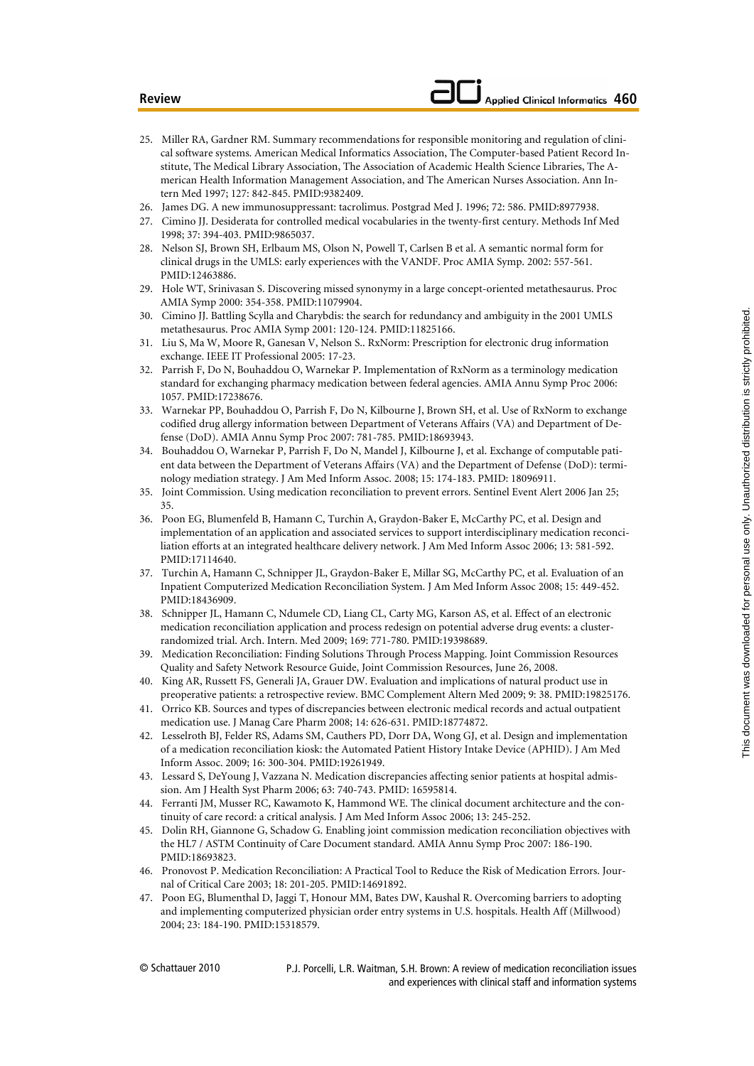25. Miller RA, Gardner RM. Summary recommendations for responsible monitoring and regulation of clinical software systems. American Medical Informatics Association, The Computer-based Patient Record Institute, The Medical Library Association, The Association of Academic Health Science Libraries, The American Health Information Management Association, and The American Nurses Association. Ann Intern Med 1997; 127: 842-845. PMID:9382409.
26. James DG. A new immunosuppressant: tacrolimus. Postgrad Med J. 1996; 72: 586. PMID:8977938.
27. Cimino JJ. Desiderata for controlled medical vocabularies in the twenty-first century. Methods Inf Med 1998; 37: 394-403. PMID:9865037.
28. Nelson SJ, Brown SH, Erlbaum MS, Olson N, Powell T, Carlsen B et al. A semantic normal form for clinical drugs in the UMLS: early experiences with the VANDF. Proc AMIA Symp. 2002: 557-561. PMID:12463886.
29. Hole WT, Srinivasan S. Discovering missed synonymy in a large concept-oriented metathesaurus. Proc AMIA Symp 2000: 354-358. PMID:11079904.
30. Cimino JJ. Battling Scylla and Charybdis: the search for redundancy and ambiguity in the 2001 UMLS metathesaurus. Proc AMIA Symp 2001: 120-124. PMID:11825166.
31. Liu S, Ma W, Moore R, Ganesan V, Nelson S.. RxNorm: Prescription for electronic drug information exchange. IEEE IT Professional 2005: 17-23.
32. Parrish F, Do N, Bouhaddou O, Warnekar P. Implementation of RxNorm as a terminology medication standard for exchanging pharmacy medication between federal agencies. AMIA Annu Symp Proc 2006: 1057. PMID:17238676.
33. Warnekar PP, Bouhaddou O, Parrish F, Do N, Kilbourne J, Brown SH, et al. Use of RxNorm to exchange codified drug allergy information between Department of Veterans Affairs (VA) and Department of Defense (DoD). AMIA Annu Symp Proc 2007: 781-785. PMID:18693943.
34. Bouhaddou O, Warnekar P, Parrish F, Do N, Mandel J, Kilbourne J, et al. Exchange of computable patient data between the Department of Veterans Affairs (VA) and the Department of Defense (DoD): terminology mediation strategy. J Am Med Inform Assoc. 2008; 15: 174-183. PMID: 18096911.
35. Joint Commission. Using medication reconciliation to prevent errors. Sentinel Event Alert 2006 Jan 25; 35.
36. Poon EG, Blumenfeld B, Hamann C, Turchin A, Graydon-Baker E, McCarthy PC, et al. Design and implementation of an application and associated services to support interdisciplinary medication reconciliation efforts at an integrated healthcare delivery network. J Am Med Inform Assoc 2006; 13: 581-592. PMID:17114640.
37. Turchin A, Hamann C, Schnipper JL, Graydon-Baker E, Millar SG, McCarthy PC, et al. Evaluation of an Inpatient Computerized Medication Reconciliation System. J Am Med Inform Assoc 2008; 15: 449-452. PMID:18436909.
38. Schnipper JL, Hamann C, Ndumele CD, Liang CL, Carty MG, Karson AS, et al. Effect of an electronic medication reconciliation application and process redesign on potential adverse drug events: a cluster-randomized trial. Arch. Intern. Med 2009; 169: 771-780. PMID:19398689.
39. Medication Reconciliation: Finding Solutions Through Process Mapping. Joint Commission Resources Quality and Safety Network Resource Guide, Joint Commission Resources, June 26, 2008.
40. King AR, Russett FS, Generali JA, Grauer DW. Evaluation and implications of natural product use in preoperative patients: a retrospective review. BMC Complement Altern Med 2009; 9: 38. PMID:19825176.
41. Orrico KB. Sources and types of discrepancies between electronic medical records and actual outpatient medication use. J Manag Care Pharm 2008; 14: 626-631. PMID:18774872.
42. Lesselroth BJ, Felder RS, Adams SM, Cauthers PD, Dorr DA, Wong GJ, et al. Design and implementation of a medication reconciliation kiosk: the Automated Patient History Intake Device (APHID). J Am Med Inform Assoc. 2009; 16: 300-304. PMID:19261949.
43. Lessard S, DeYoung J, Vazzana N. Medication discrepancies affecting senior patients at hospital admission. Am J Health Syst Pharm 2006; 63: 740-743. PMID: 16595814.
44. Ferranti JM, Musser RC, Kawamoto K, Hammond WE. The clinical document architecture and the continuity of care record: a critical analysis. J Am Med Inform Assoc 2006; 13: 245-252.
45. Dolin RH, Giannone G, Schadow G. Enabling joint commission medication reconciliation objectives with the HL7 / ASTM Continuity of Care Document standard. AMIA Annu Symp Proc 2007: 186-190. PMID:18693823.
46. Pronovost P. Medication Reconciliation: A Practical Tool to Reduce the Risk of Medication Errors. Journal of Critical Care 2003; 18: 201-205. PMID:14691892.
47. Poon EG, Blumenthal D, Jaggi T, Honour MM, Bates DW, Kaushal R. Overcoming barriers to adopting and implementing computerized physician order entry systems in U.S. hospitals. Health Aff (Millwood) 2004; 23: 184-190. PMID:15318579.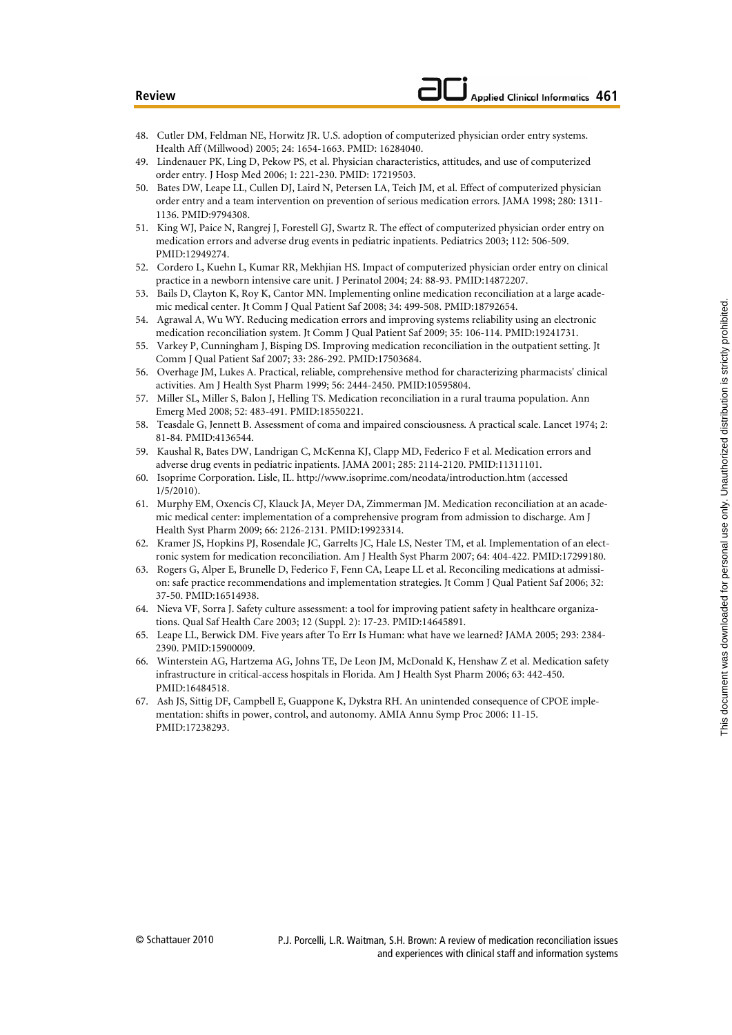48. Cutler DM, Feldman NE, Horwitz JR. U.S. adoption of computerized physician order entry systems. Health Aff (Millwood) 2005; 24: 1654-1663. PMID: 16284040.
49. Lindenauer PK, Ling D, Pekow PS, et al. Physician characteristics, attitudes, and use of computerized order entry. J Hosp Med 2006; 1: 221-230. PMID: 17219503.
50. Bates DW, Leape LL, Cullen DJ, Laird N, Petersen LA, Teich JM, et al. Effect of computerized physician order entry and a team intervention on prevention of serious medication errors. JAMA 1998; 280: 1311-1136. PMID:9794308.
51. King WJ, Paice N, Rangrej J, Forestell GJ, Swartz R. The effect of computerized physician order entry on medication errors and adverse drug events in pediatric inpatients. Pediatrics 2003; 112: 506-509. PMID:12949274.
52. Cordero L, Kuehn L, Kumar RR, Mekhjian HS. Impact of computerized physician order entry on clinical practice in a newborn intensive care unit. J Perinatol 2004; 24: 88-93. PMID:14872207.
53. Bails D, Clayton K, Roy K, Cantor MN. Implementing online medication reconciliation at a large academic medical center. Jt Comm J Qual Patient Saf 2008; 34: 499-508. PMID:18792654.
54. Agrawal A, Wu WY. Reducing medication errors and improving systems reliability using an electronic medication reconciliation system. Jt Comm J Qual Patient Saf 2009; 35: 106-114. PMID:19241731.
55. Varkey P, Cunningham J, Bisping DS. Improving medication reconciliation in the outpatient setting. Jt Comm J Qual Patient Saf 2007; 33: 286-292. PMID:17503684.
56. Overhage JM, Lukes A. Practical, reliable, comprehensive method for characterizing pharmacists' clinical activities. Am J Health Syst Pharm 1999; 56: 2444-2450. PMID:10595804.
57. Miller SL, Miller S, Balon J, Helling TS. Medication reconciliation in a rural trauma population. Ann Emerg Med 2008; 52: 483-491. PMID:18550221.
58. Teasdale G, Jennett B. Assessment of coma and impaired consciousness. A practical scale. Lancet 1974; 2: 81-84. PMID:4136544.
59. Kaushal R, Bates DW, Landrigan C, McKenna KJ, Clapp MD, Federico F et al. Medication errors and adverse drug events in pediatric inpatients. JAMA 2001; 285: 2114-2120. PMID:11311101.
60. Isoprime Corporation. Lisle, IL. http://www.isoprime.com/neodata/introduction.htm (accessed 1/5/2010).
61. Murphy EM, Oxencis CJ, Klauck JA, Meyer DA, Zimmerman JM. Medication reconciliation at an academic medical center: implementation of a comprehensive program from admission to discharge. Am J Health Syst Pharm 2009; 66: 2126-2131. PMID:19923314.
62. Kramer JS, Hopkins PJ, Rosendale JC, Garrelts JC, Hale LS, Nester TM, et al. Implementation of an electronic system for medication reconciliation. Am J Health Syst Pharm 2007; 64: 404-422. PMID:17299180.
63. Rogers G, Alper E, Brunelle D, Federico F, Fenn CA, Leape LL et al. Reconciling medications at admission: safe practice recommendations and implementation strategies. Jt Comm J Qual Patient Saf 2006; 32: 37-50. PMID:16514938.
64. Nieva VF, Sorra J. Safety culture assessment: a tool for improving patient safety in healthcare organizations. Qual Saf Health Care 2003; 12 (Suppl. 2): 17-23. PMID:14645891.
65. Leape LL, Berwick DM. Five years after To Err Is Human: what have we learned? JAMA 2005; 293: 2384-2390. PMID:15900009.
66. Winterstein AG, Hartzema AG, Johns TE, De Leon JM, McDonald K, Henshaw Z et al. Medication safety infrastructure in critical-access hospitals in Florida. Am J Health Syst Pharm 2006; 63: 442-450. PMID:16484518.
67. Ash JS, Sittig DF, Campbell E, Guappone K, Dykstra RH. An unintended consequence of CPOE implementation: shifts in power, control, and autonomy. AMIA Annu Symp Proc 2006: 11-15. PMID:17238293.